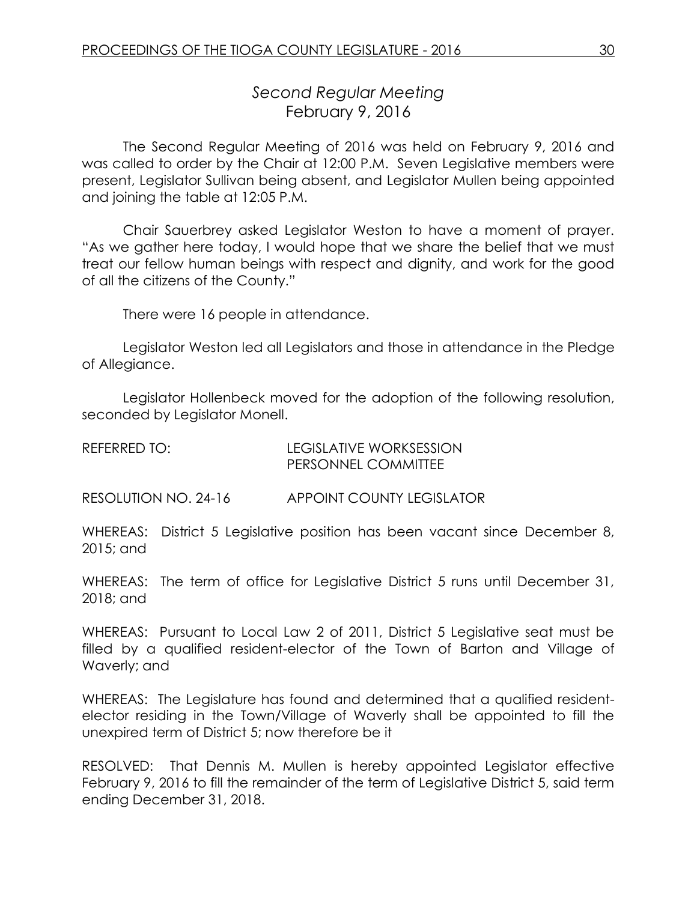# *Second Regular Meeting*
## February 9, 2016

The Second Regular Meeting of 2016 was held on February 9, 2016 and was called to order by the Chair at 12:00 P.M. Seven Legislative members were present, Legislator Sullivan being absent, and Legislator Mullen being appointed and joining the table at 12:05 P.M.

Chair Sauerbrey asked Legislator Weston to have a moment of prayer. "As we gather here today, I would hope that we share the belief that we must treat our fellow human beings with respect and dignity, and work for the good of all the citizens of the County."

There were 16 people in attendance.

Legislator Weston led all Legislators and those in attendance in the Pledge of Allegiance.

Legislator Hollenbeck moved for the adoption of the following resolution, seconded by Legislator Monell.

REFERRED TO: LEGISLATIVE WORKSESSION
PERSONNEL COMMITTEE

RESOLUTION NO. 24-16 APPOINT COUNTY LEGISLATOR

WHEREAS: District 5 Legislative position has been vacant since December 8, 2015; and

WHEREAS: The term of office for Legislative District 5 runs until December 31, 2018; and

WHEREAS: Pursuant to Local Law 2 of 2011, District 5 Legislative seat must be filled by a qualified resident-elector of the Town of Barton and Village of Waverly; and

WHEREAS: The Legislature has found and determined that a qualified resident-elector residing in the Town/Village of Waverly shall be appointed to fill the unexpired term of District 5; now therefore be it

RESOLVED: That Dennis M. Mullen is hereby appointed Legislator effective February 9, 2016 to fill the remainder of the term of Legislative District 5, said term ending December 31, 2018.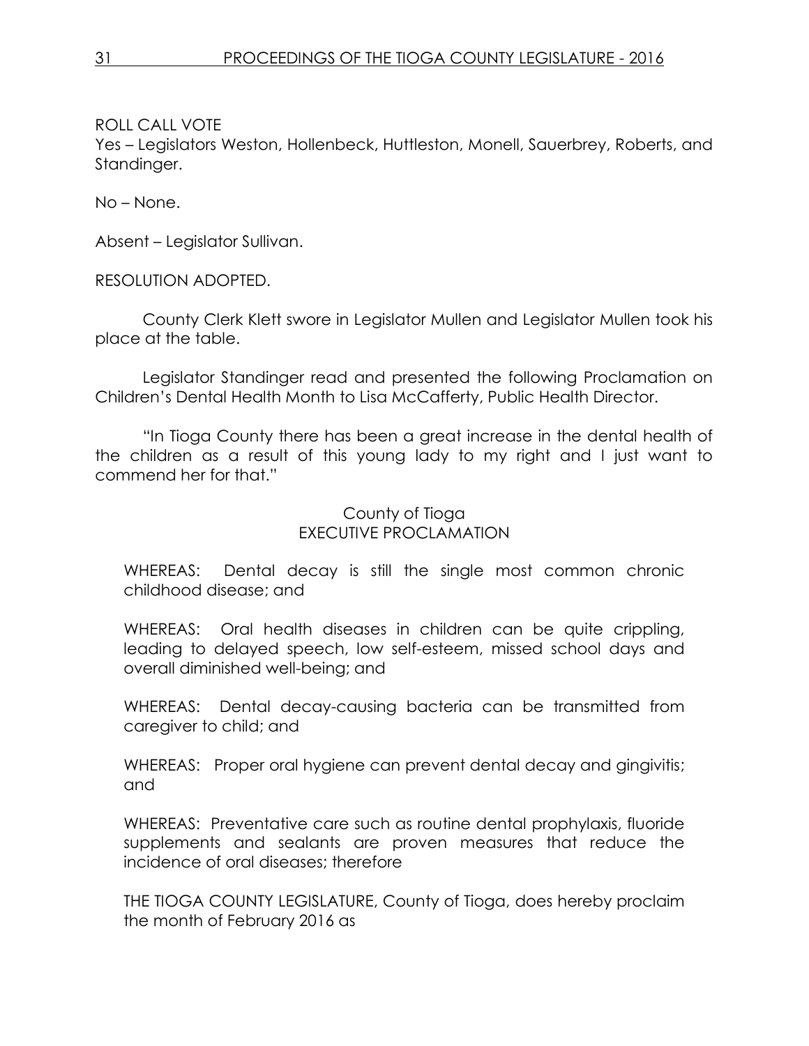ROLL CALL VOTE

Yes – Legislators Weston, Hollenbeck, Huttleston, Monell, Sauerbrey, Roberts, and Standinger.

No – None.

Absent – Legislator Sullivan.

RESOLUTION ADOPTED.

County Clerk Klett swore in Legislator Mullen and Legislator Mullen took his place at the table.

Legislator Standinger read and presented the following Proclamation on Children's Dental Health Month to Lisa McCafferty, Public Health Director.

"In Tioga County there has been a great increase in the dental health of the children as a result of this young lady to my right and I just want to commend her for that."

County of Tioga
EXECUTIVE PROCLAMATION

WHEREAS: Dental decay is still the single most common chronic childhood disease; and

WHEREAS: Oral health diseases in children can be quite crippling, leading to delayed speech, low self-esteem, missed school days and overall diminished well-being; and

WHEREAS: Dental decay-causing bacteria can be transmitted from caregiver to child; and

WHEREAS: Proper oral hygiene can prevent dental decay and gingivitis; and

WHEREAS: Preventative care such as routine dental prophylaxis, fluoride supplements and sealants are proven measures that reduce the incidence of oral diseases; therefore

THE TIOGA COUNTY LEGISLATURE, County of Tioga, does hereby proclaim the month of February 2016 as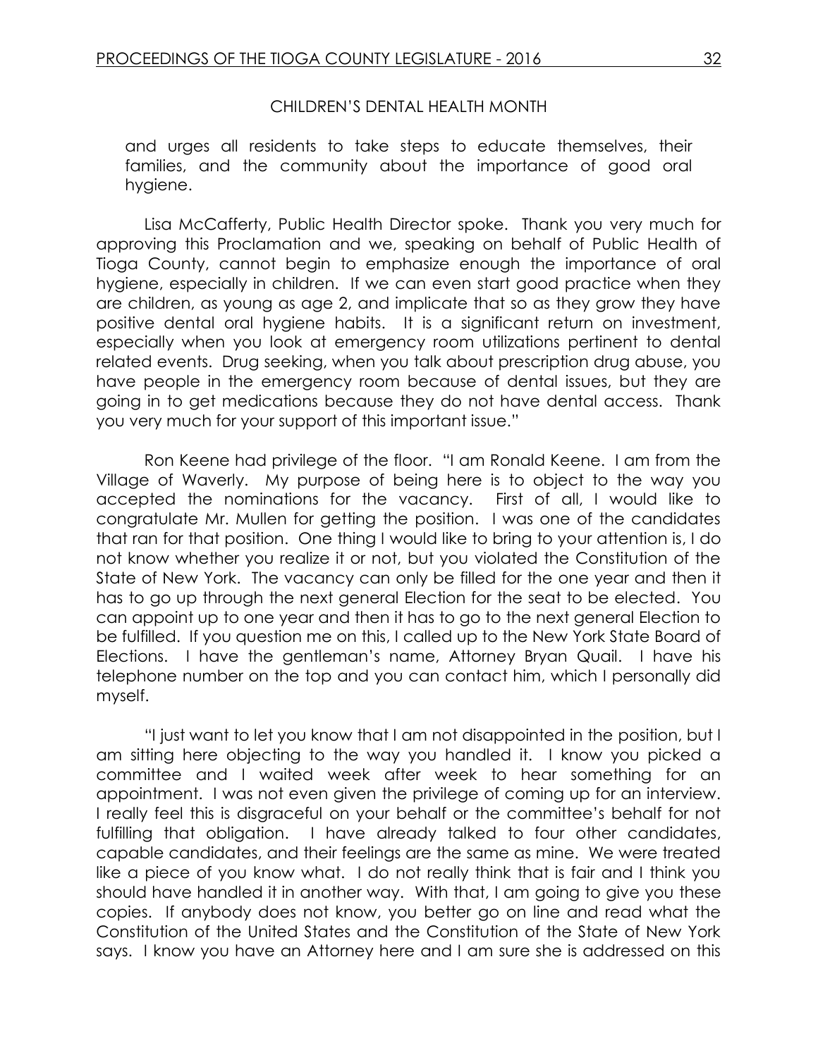CHILDREN'S DENTAL HEALTH MONTH

and urges all residents to take steps to educate themselves, their families, and the community about the importance of good oral hygiene.

Lisa McCafferty, Public Health Director spoke. Thank you very much for approving this Proclamation and we, speaking on behalf of Public Health of Tioga County, cannot begin to emphasize enough the importance of oral hygiene, especially in children. If we can even start good practice when they are children, as young as age 2, and implicate that so as they grow they have positive dental oral hygiene habits. It is a significant return on investment, especially when you look at emergency room utilizations pertinent to dental related events. Drug seeking, when you talk about prescription drug abuse, you have people in the emergency room because of dental issues, but they are going in to get medications because they do not have dental access. Thank you very much for your support of this important issue."

Ron Keene had privilege of the floor. "I am Ronald Keene. I am from the Village of Waverly. My purpose of being here is to object to the way you accepted the nominations for the vacancy. First of all, I would like to congratulate Mr. Mullen for getting the position. I was one of the candidates that ran for that position. One thing I would like to bring to your attention is, I do not know whether you realize it or not, but you violated the Constitution of the State of New York. The vacancy can only be filled for the one year and then it has to go up through the next general Election for the seat to be elected. You can appoint up to one year and then it has to go to the next general Election to be fulfilled. If you question me on this, I called up to the New York State Board of Elections. I have the gentleman's name, Attorney Bryan Quail. I have his telephone number on the top and you can contact him, which I personally did myself.

"I just want to let you know that I am not disappointed in the position, but I am sitting here objecting to the way you handled it. I know you picked a committee and I waited week after week to hear something for an appointment. I was not even given the privilege of coming up for an interview. I really feel this is disgraceful on your behalf or the committee's behalf for not fulfilling that obligation. I have already talked to four other candidates, capable candidates, and their feelings are the same as mine. We were treated like a piece of you know what. I do not really think that is fair and I think you should have handled it in another way. With that, I am going to give you these copies. If anybody does not know, you better go on line and read what the Constitution of the United States and the Constitution of the State of New York says. I know you have an Attorney here and I am sure she is addressed on this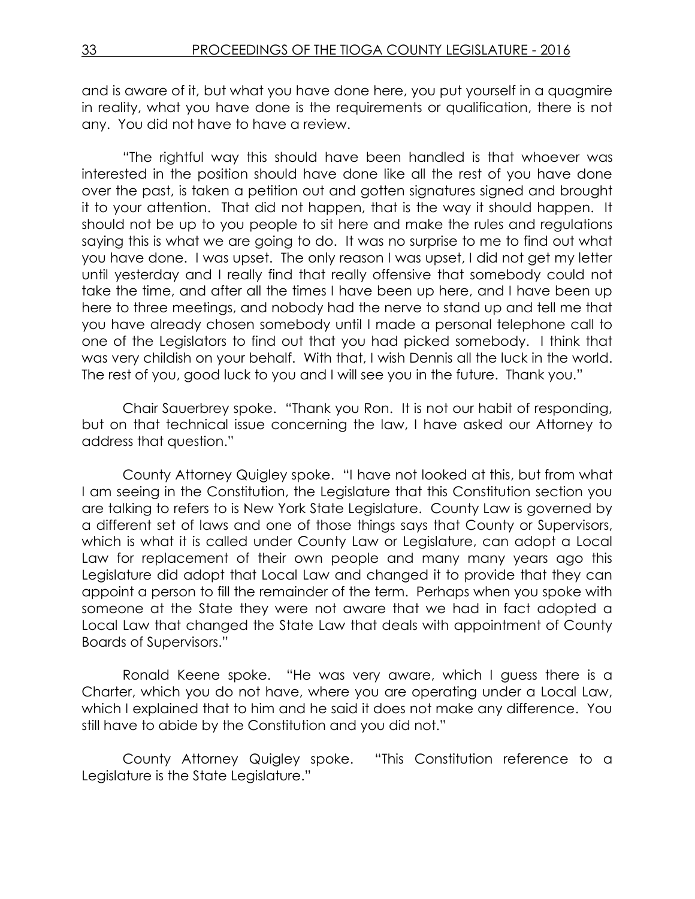and is aware of it, but what you have done here, you put yourself in a quagmire in reality, what you have done is the requirements or qualification, there is not any. You did not have to have a review.

"The rightful way this should have been handled is that whoever was interested in the position should have done like all the rest of you have done over the past, is taken a petition out and gotten signatures signed and brought it to your attention. That did not happen, that is the way it should happen. It should not be up to you people to sit here and make the rules and regulations saying this is what we are going to do. It was no surprise to me to find out what you have done. I was upset. The only reason I was upset, I did not get my letter until yesterday and I really find that really offensive that somebody could not take the time, and after all the times I have been up here, and I have been up here to three meetings, and nobody had the nerve to stand up and tell me that you have already chosen somebody until I made a personal telephone call to one of the Legislators to find out that you had picked somebody. I think that was very childish on your behalf. With that, I wish Dennis all the luck in the world. The rest of you, good luck to you and I will see you in the future. Thank you."

Chair Sauerbrey spoke. "Thank you Ron. It is not our habit of responding, but on that technical issue concerning the law, I have asked our Attorney to address that question."

County Attorney Quigley spoke. "I have not looked at this, but from what I am seeing in the Constitution, the Legislature that this Constitution section you are talking to refers to is New York State Legislature. County Law is governed by a different set of laws and one of those things says that County or Supervisors, which is what it is called under County Law or Legislature, can adopt a Local Law for replacement of their own people and many many years ago this Legislature did adopt that Local Law and changed it to provide that they can appoint a person to fill the remainder of the term. Perhaps when you spoke with someone at the State they were not aware that we had in fact adopted a Local Law that changed the State Law that deals with appointment of County Boards of Supervisors."

Ronald Keene spoke. "He was very aware, which I guess there is a Charter, which you do not have, where you are operating under a Local Law, which I explained that to him and he said it does not make any difference. You still have to abide by the Constitution and you did not."

County Attorney Quigley spoke. "This Constitution reference to a Legislature is the State Legislature."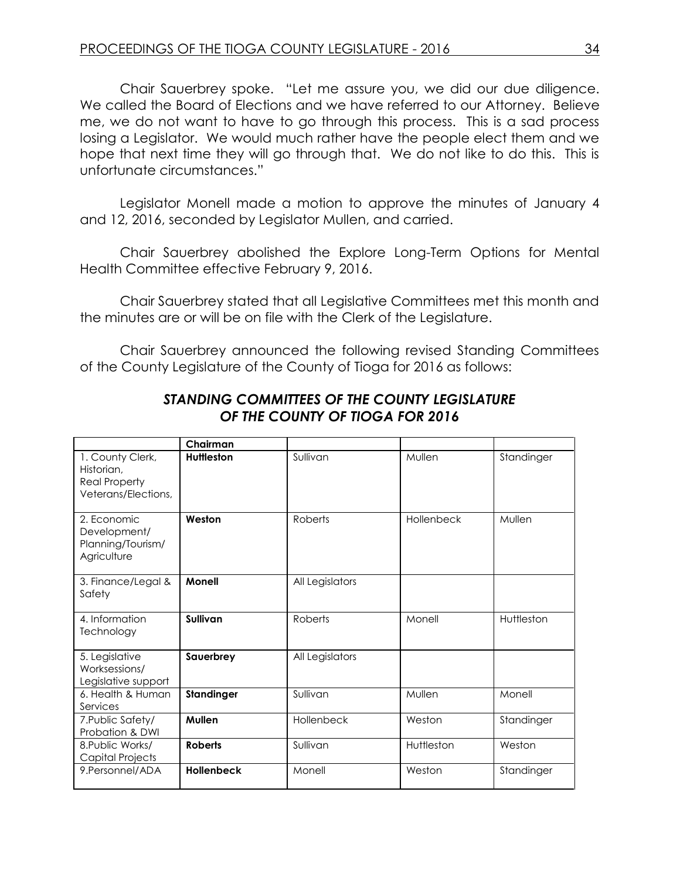Chair Sauerbrey spoke. "Let me assure you, we did our due diligence. We called the Board of Elections and we have referred to our Attorney. Believe me, we do not want to have to go through this process. This is a sad process losing a Legislator. We would much rather have the people elect them and we hope that next time they will go through that. We do not like to do this. This is unfortunate circumstances."

Legislator Monell made a motion to approve the minutes of January 4 and 12, 2016, seconded by Legislator Mullen, and carried.

Chair Sauerbrey abolished the Explore Long-Term Options for Mental Health Committee effective February 9, 2016.

Chair Sauerbrey stated that all Legislative Committees met this month and the minutes are or will be on file with the Clerk of the Legislature.

Chair Sauerbrey announced the following revised Standing Committees of the County Legislature of the County of Tioga for 2016 as follows:

## *STANDING COMMITTEES OF THE COUNTY LEGISLATURE OF THE COUNTY OF TIOGA FOR 2016*

| | Chairman | | | |
|---|---|---|---|---|
| 1. County Clerk, Historian, Real Property Veterans/Elections, | **Huttleston** | Sullivan | Mullen | Standinger |
| 2. Economic Development/ Planning/Tourism/ Agriculture | **Weston** | Roberts | Hollenbeck | Mullen |
| 3. Finance/Legal & Safety | **Monell** | All Legislators | | |
| 4. Information Technology | **Sullivan** | Roberts | Monell | Huttleston |
| 5. Legislative Worksessions/ Legislative support | **Sauerbrey** | All Legislators | | |
| 6. Health & Human Services | **Standinger** | Sullivan | Mullen | Monell |
| 7.Public Safety/ Probation & DWI | **Mullen** | Hollenbeck | Weston | Standinger |
| 8.Public Works/ Capital Projects | **Roberts** | Sullivan | Huttleston | Weston |
| 9.Personnel/ADA | **Hollenbeck** | Monell | Weston | Standinger |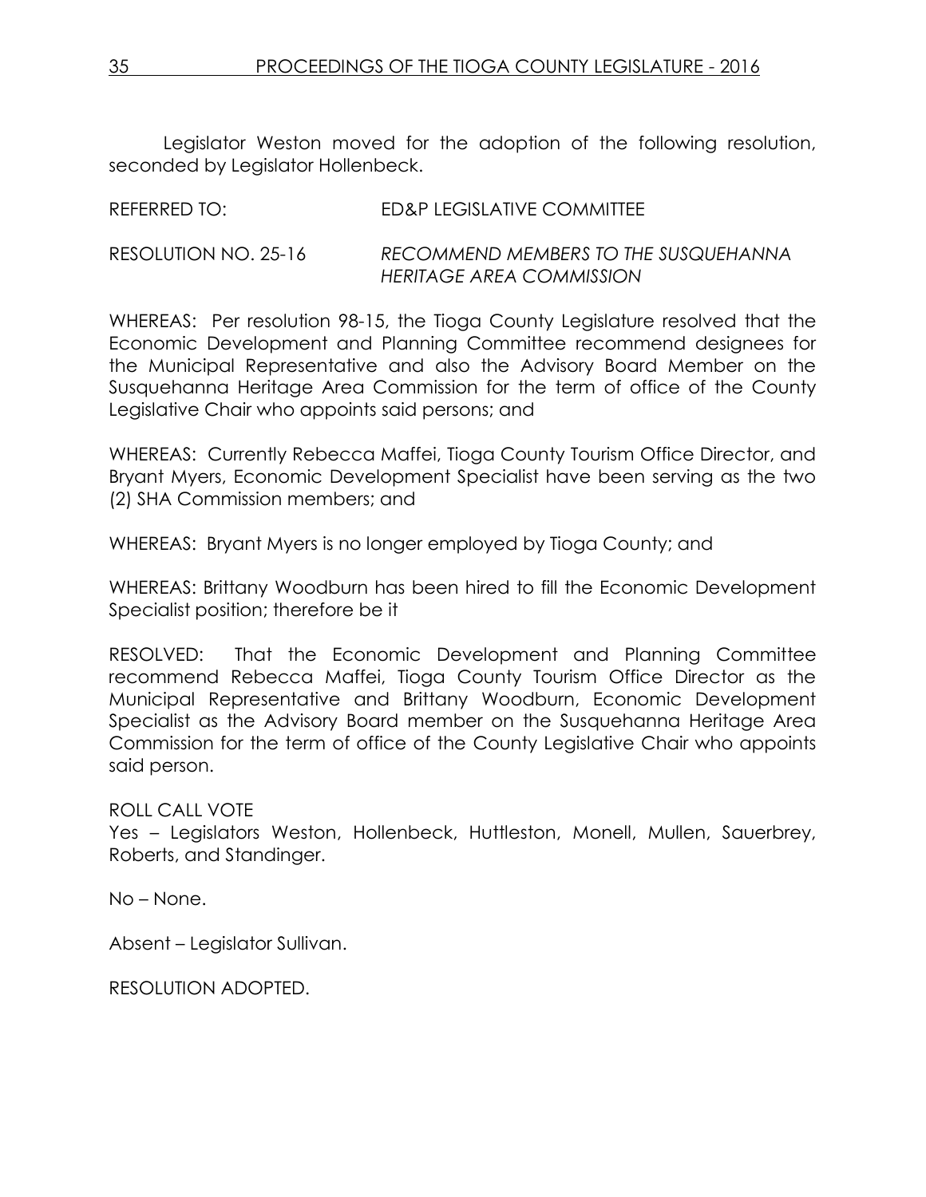Legislator Weston moved for the adoption of the following resolution, seconded by Legislator Hollenbeck.

REFERRED TO: ED&P LEGISLATIVE COMMITTEE

RESOLUTION NO. 25-16 *RECOMMEND MEMBERS TO THE SUSQUEHANNA HERITAGE AREA COMMISSION*

WHEREAS: Per resolution 98-15, the Tioga County Legislature resolved that the Economic Development and Planning Committee recommend designees for the Municipal Representative and also the Advisory Board Member on the Susquehanna Heritage Area Commission for the term of office of the County Legislative Chair who appoints said persons; and

WHEREAS: Currently Rebecca Maffei, Tioga County Tourism Office Director, and Bryant Myers, Economic Development Specialist have been serving as the two (2) SHA Commission members; and

WHEREAS: Bryant Myers is no longer employed by Tioga County; and

WHEREAS: Brittany Woodburn has been hired to fill the Economic Development Specialist position; therefore be it

RESOLVED: That the Economic Development and Planning Committee recommend Rebecca Maffei, Tioga County Tourism Office Director as the Municipal Representative and Brittany Woodburn, Economic Development Specialist as the Advisory Board member on the Susquehanna Heritage Area Commission for the term of office of the County Legislative Chair who appoints said person.

ROLL CALL VOTE
Yes – Legislators Weston, Hollenbeck, Huttleston, Monell, Mullen, Sauerbrey, Roberts, and Standinger.

No – None.

Absent – Legislator Sullivan.

RESOLUTION ADOPTED.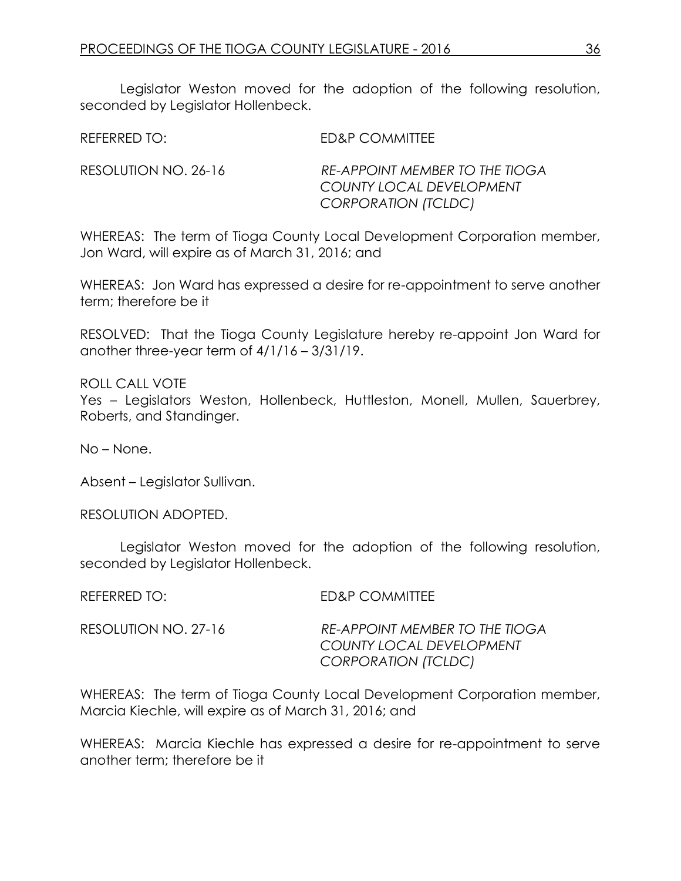Legislator Weston moved for the adoption of the following resolution, seconded by Legislator Hollenbeck.

REFERRED TO: ED&P COMMITTEE

RESOLUTION NO. 26-16 *RE-APPOINT MEMBER TO THE TIOGA COUNTY LOCAL DEVELOPMENT CORPORATION (TCLDC)*

WHEREAS: The term of Tioga County Local Development Corporation member, Jon Ward, will expire as of March 31, 2016; and

WHEREAS: Jon Ward has expressed a desire for re-appointment to serve another term; therefore be it

RESOLVED: That the Tioga County Legislature hereby re-appoint Jon Ward for another three-year term of 4/1/16 – 3/31/19.

ROLL CALL VOTE
Yes – Legislators Weston, Hollenbeck, Huttleston, Monell, Mullen, Sauerbrey, Roberts, and Standinger.

No – None.

Absent – Legislator Sullivan.

RESOLUTION ADOPTED.

Legislator Weston moved for the adoption of the following resolution, seconded by Legislator Hollenbeck.

REFERRED TO: ED&P COMMITTEE

RESOLUTION NO. 27-16 *RE-APPOINT MEMBER TO THE TIOGA COUNTY LOCAL DEVELOPMENT CORPORATION (TCLDC)*

WHEREAS: The term of Tioga County Local Development Corporation member, Marcia Kiechle, will expire as of March 31, 2016; and

WHEREAS: Marcia Kiechle has expressed a desire for re-appointment to serve another term; therefore be it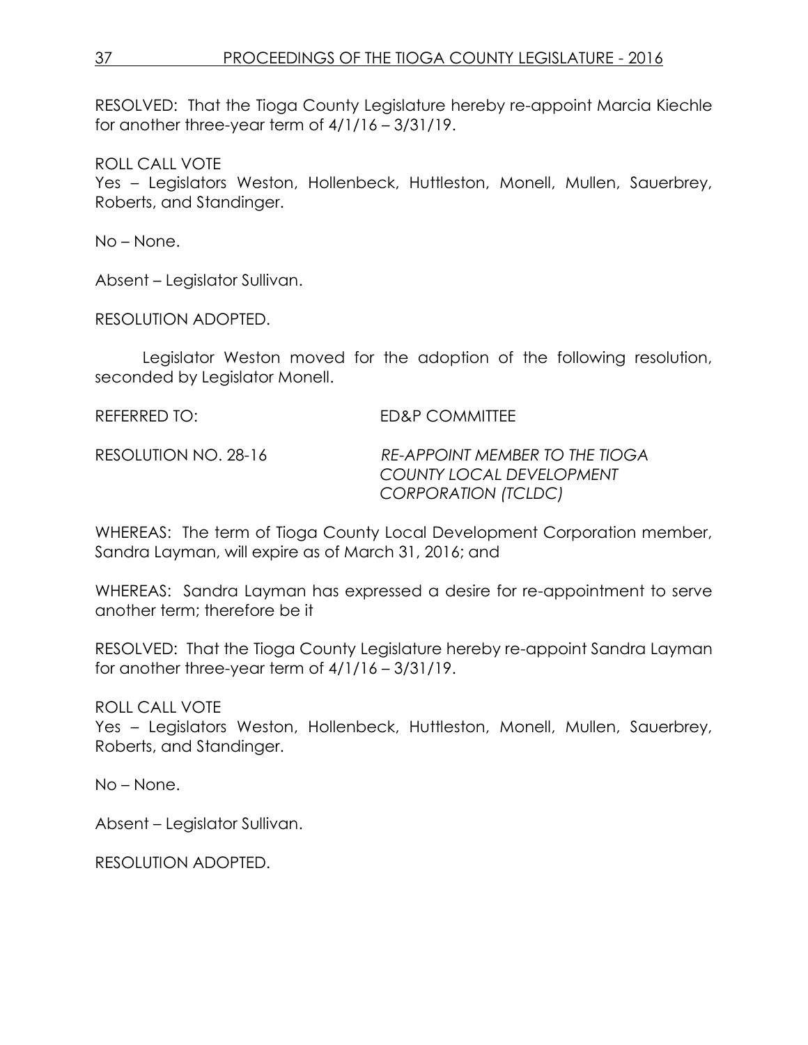RESOLVED: That the Tioga County Legislature hereby re-appoint Marcia Kiechle for another three-year term of 4/1/16 – 3/31/19.

ROLL CALL VOTE
Yes – Legislators Weston, Hollenbeck, Huttleston, Monell, Mullen, Sauerbrey, Roberts, and Standinger.

No – None.

Absent – Legislator Sullivan.

RESOLUTION ADOPTED.

Legislator Weston moved for the adoption of the following resolution, seconded by Legislator Monell.

REFERRED TO: ED&P COMMITTEE

RESOLUTION NO. 28-16 *RE-APPOINT MEMBER TO THE TIOGA COUNTY LOCAL DEVELOPMENT CORPORATION (TCLDC)*

WHEREAS: The term of Tioga County Local Development Corporation member, Sandra Layman, will expire as of March 31, 2016; and

WHEREAS: Sandra Layman has expressed a desire for re-appointment to serve another term; therefore be it

RESOLVED: That the Tioga County Legislature hereby re-appoint Sandra Layman for another three-year term of 4/1/16 – 3/31/19.

ROLL CALL VOTE
Yes – Legislators Weston, Hollenbeck, Huttleston, Monell, Mullen, Sauerbrey, Roberts, and Standinger.

No – None.

Absent – Legislator Sullivan.

RESOLUTION ADOPTED.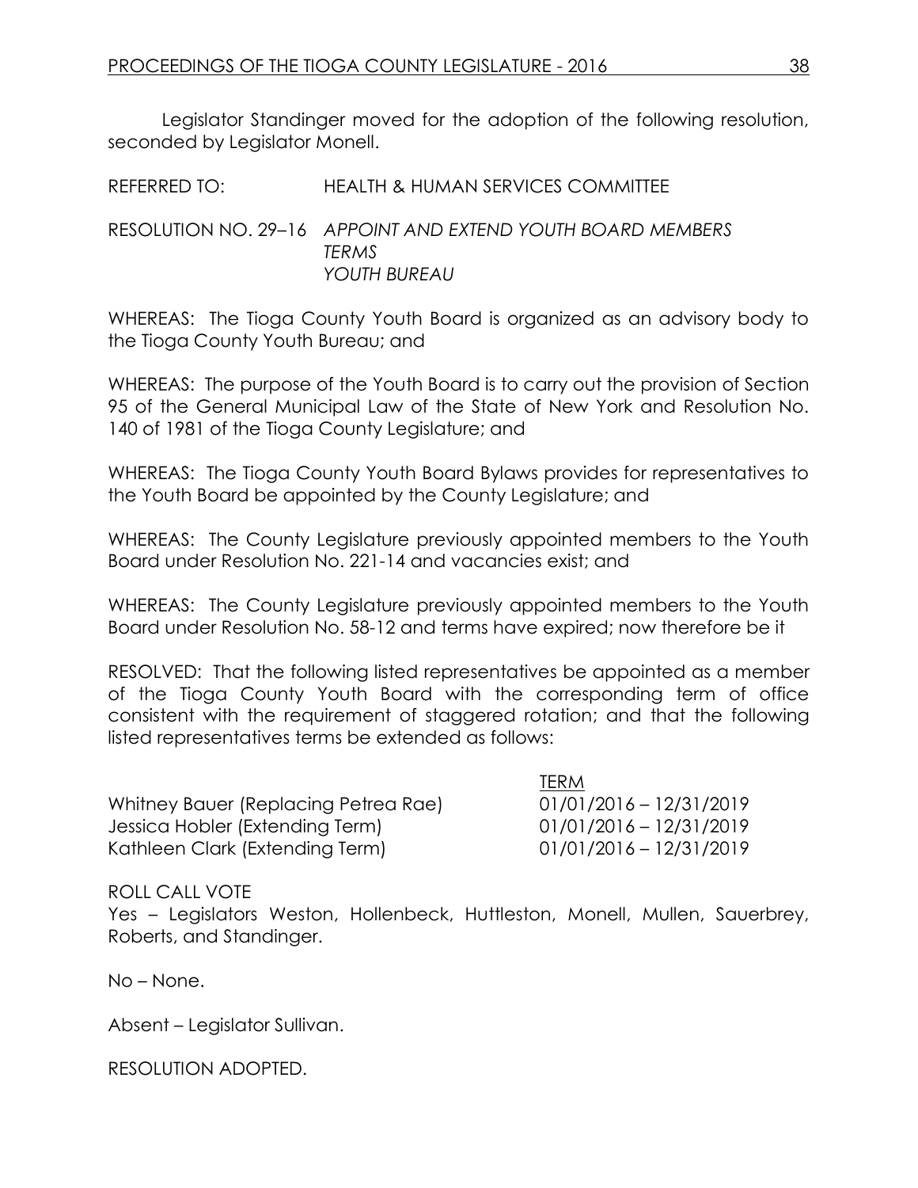Legislator Standinger moved for the adoption of the following resolution, seconded by Legislator Monell.

REFERRED TO: HEALTH & HUMAN SERVICES COMMITTEE

RESOLUTION NO. 29–16 *APPOINT AND EXTEND YOUTH BOARD MEMBERS TERMS*
*YOUTH BUREAU*

WHEREAS: The Tioga County Youth Board is organized as an advisory body to the Tioga County Youth Bureau; and

WHEREAS: The purpose of the Youth Board is to carry out the provision of Section 95 of the General Municipal Law of the State of New York and Resolution No. 140 of 1981 of the Tioga County Legislature; and

WHEREAS: The Tioga County Youth Board Bylaws provides for representatives to the Youth Board be appointed by the County Legislature; and

WHEREAS: The County Legislature previously appointed members to the Youth Board under Resolution No. 221-14 and vacancies exist; and

WHEREAS: The County Legislature previously appointed members to the Youth Board under Resolution No. 58-12 and terms have expired; now therefore be it

RESOLVED: That the following listed representatives be appointed as a member of the Tioga County Youth Board with the corresponding term of office consistent with the requirement of staggered rotation; and that the following listed representatives terms be extended as follows:

| | TERM |
|---|---|
| Whitney Bauer (Replacing Petrea Rae) | 01/01/2016 – 12/31/2019 |
| Jessica Hobler (Extending Term) | 01/01/2016 – 12/31/2019 |
| Kathleen Clark (Extending Term) | 01/01/2016 – 12/31/2019 |

ROLL CALL VOTE
Yes – Legislators Weston, Hollenbeck, Huttleston, Monell, Mullen, Sauerbrey, Roberts, and Standinger.

No – None.

Absent – Legislator Sullivan.

RESOLUTION ADOPTED.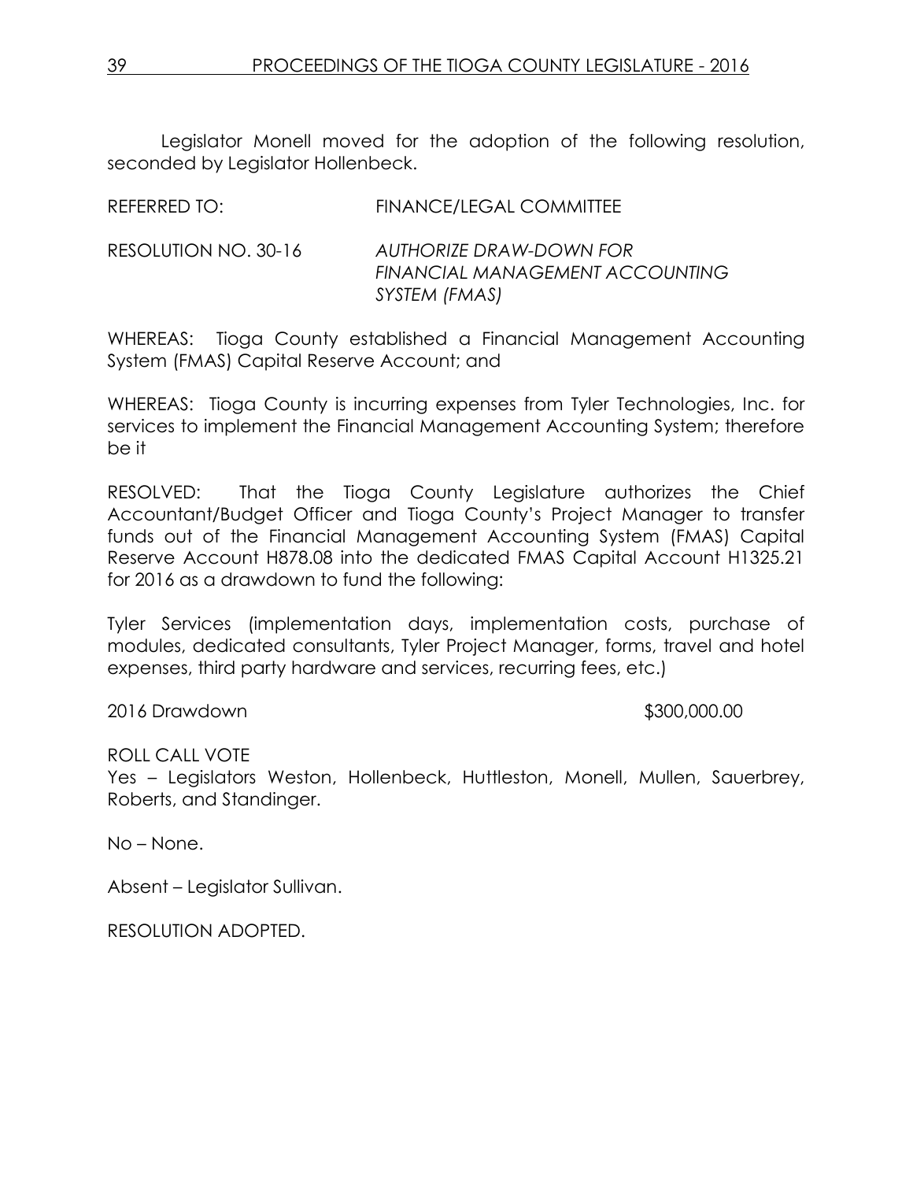Legislator Monell moved for the adoption of the following resolution, seconded by Legislator Hollenbeck.

REFERRED TO: FINANCE/LEGAL COMMITTEE

RESOLUTION NO. 30-16 *AUTHORIZE DRAW-DOWN FOR FINANCIAL MANAGEMENT ACCOUNTING SYSTEM (FMAS)*

WHEREAS: Tioga County established a Financial Management Accounting System (FMAS) Capital Reserve Account; and

WHEREAS: Tioga County is incurring expenses from Tyler Technologies, Inc. for services to implement the Financial Management Accounting System; therefore be it

RESOLVED: That the Tioga County Legislature authorizes the Chief Accountant/Budget Officer and Tioga County's Project Manager to transfer funds out of the Financial Management Accounting System (FMAS) Capital Reserve Account H878.08 into the dedicated FMAS Capital Account H1325.21 for 2016 as a drawdown to fund the following:

Tyler Services (implementation days, implementation costs, purchase of modules, dedicated consultants, Tyler Project Manager, forms, travel and hotel expenses, third party hardware and services, recurring fees, etc.)

2016 Drawdown $300,000.00

ROLL CALL VOTE
Yes – Legislators Weston, Hollenbeck, Huttleston, Monell, Mullen, Sauerbrey, Roberts, and Standinger.

No – None.

Absent – Legislator Sullivan.

RESOLUTION ADOPTED.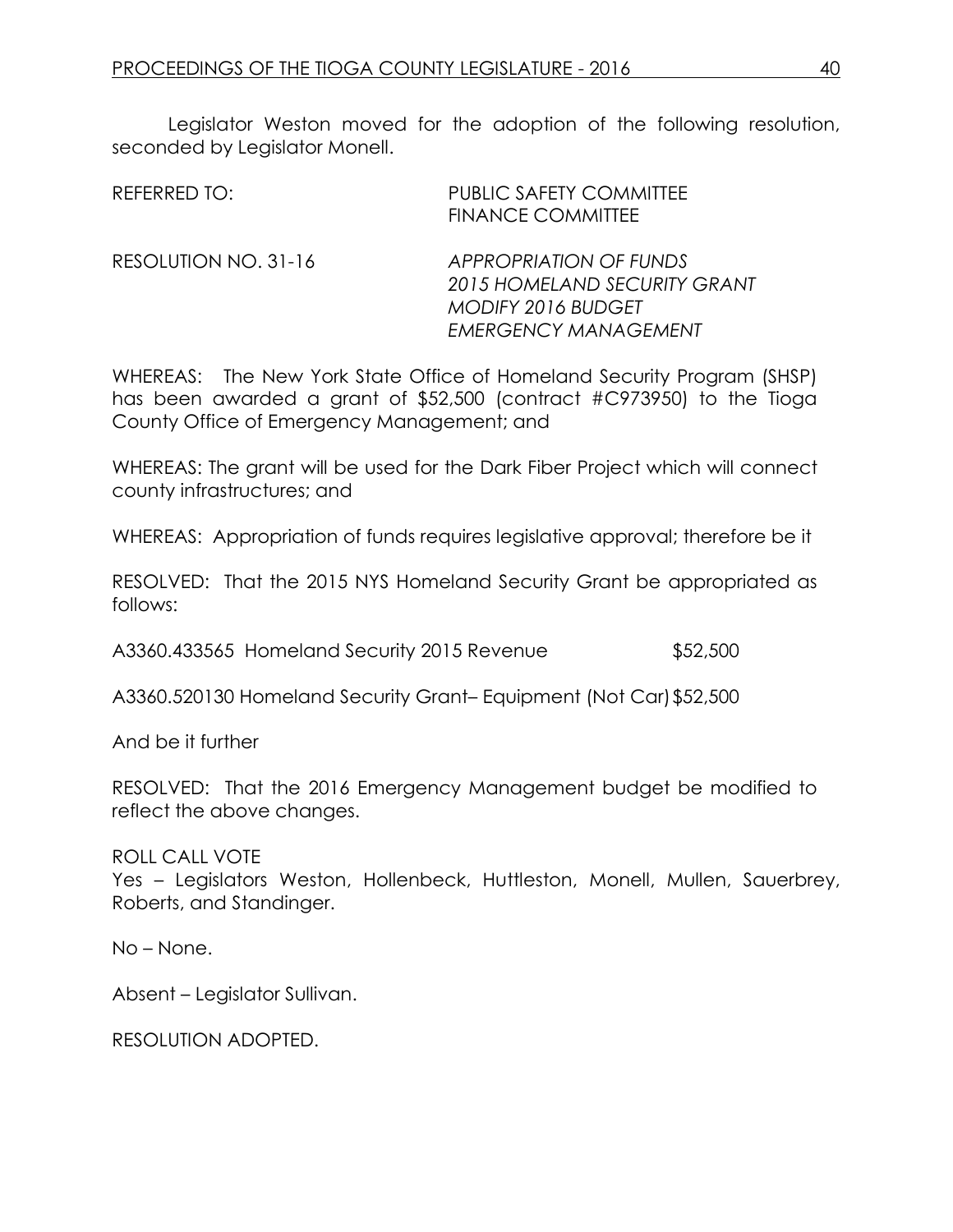Legislator Weston moved for the adoption of the following resolution, seconded by Legislator Monell.

REFERRED TO: PUBLIC SAFETY COMMITTEE
FINANCE COMMITTEE

RESOLUTION NO. 31-16 *APPROPRIATION OF FUNDS*
*2015 HOMELAND SECURITY GRANT*
*MODIFY 2016 BUDGET*
*EMERGENCY MANAGEMENT*

WHEREAS: The New York State Office of Homeland Security Program (SHSP) has been awarded a grant of $52,500 (contract #C973950) to the Tioga County Office of Emergency Management; and

WHEREAS: The grant will be used for the Dark Fiber Project which will connect county infrastructures; and

WHEREAS: Appropriation of funds requires legislative approval; therefore be it

RESOLVED: That the 2015 NYS Homeland Security Grant be appropriated as follows:

A3360.433565 Homeland Security 2015 Revenue $52,500

A3360.520130 Homeland Security Grant– Equipment (Not Car) $52,500

And be it further

RESOLVED: That the 2016 Emergency Management budget be modified to reflect the above changes.

ROLL CALL VOTE
Yes – Legislators Weston, Hollenbeck, Huttleston, Monell, Mullen, Sauerbrey, Roberts, and Standinger.

No – None.

Absent – Legislator Sullivan.

RESOLUTION ADOPTED.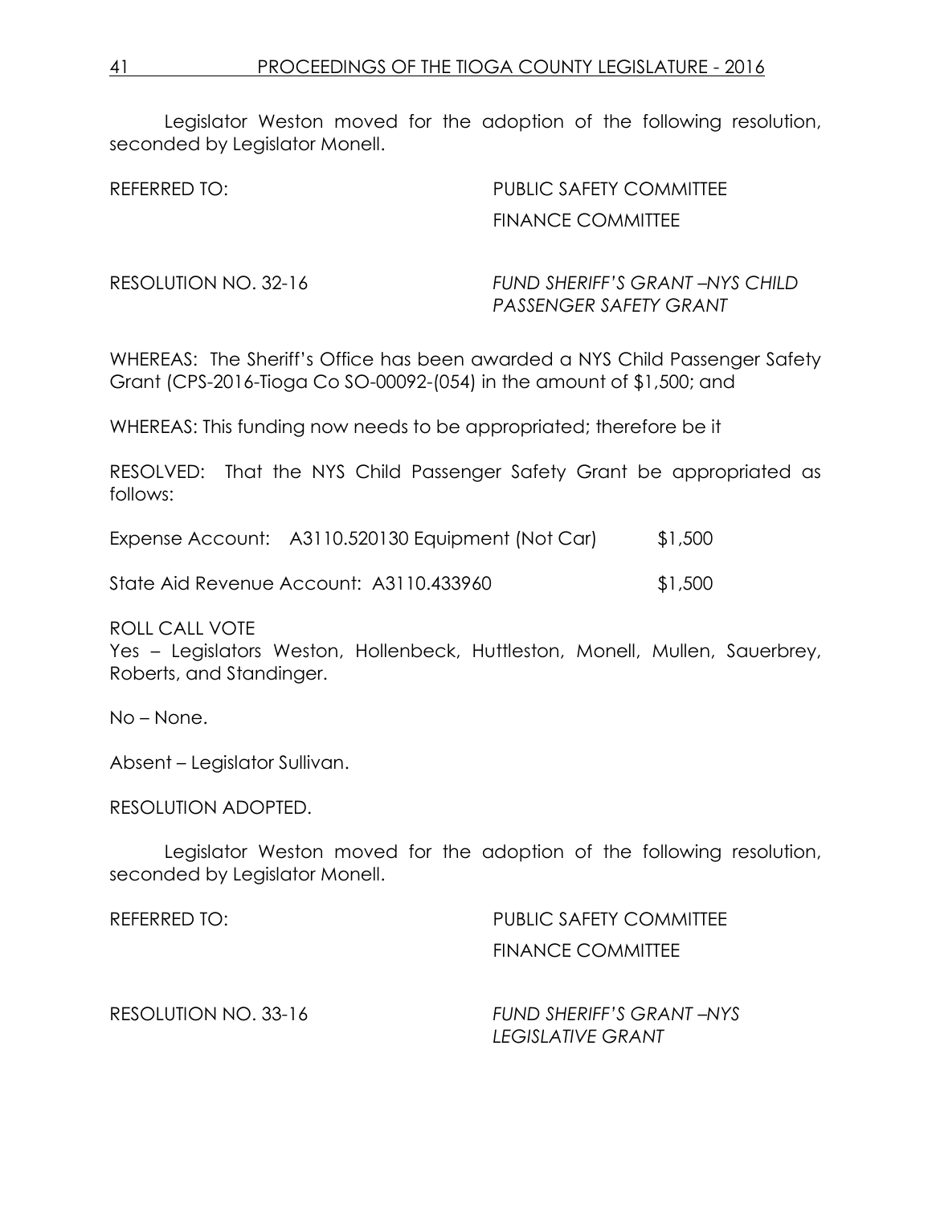Legislator Weston moved for the adoption of the following resolution, seconded by Legislator Monell.

REFERRED TO: PUBLIC SAFETY COMMITTEE
FINANCE COMMITTEE

RESOLUTION NO. 32-16 *FUND SHERIFF'S GRANT –NYS CHILD PASSENGER SAFETY GRANT*

WHEREAS: The Sheriff's Office has been awarded a NYS Child Passenger Safety Grant (CPS-2016-Tioga Co SO-00092-(054) in the amount of $1,500; and

WHEREAS: This funding now needs to be appropriated; therefore be it

RESOLVED: That the NYS Child Passenger Safety Grant be appropriated as follows:

Expense Account: A3110.520130 Equipment (Not Car) $1,500

State Aid Revenue Account: A3110.433960 $1,500

ROLL CALL VOTE
Yes – Legislators Weston, Hollenbeck, Huttleston, Monell, Mullen, Sauerbrey, Roberts, and Standinger.

No – None.

Absent – Legislator Sullivan.

RESOLUTION ADOPTED.

Legislator Weston moved for the adoption of the following resolution, seconded by Legislator Monell.

REFERRED TO: PUBLIC SAFETY COMMITTEE
FINANCE COMMITTEE

RESOLUTION NO. 33-16 *FUND SHERIFF'S GRANT –NYS LEGISLATIVE GRANT*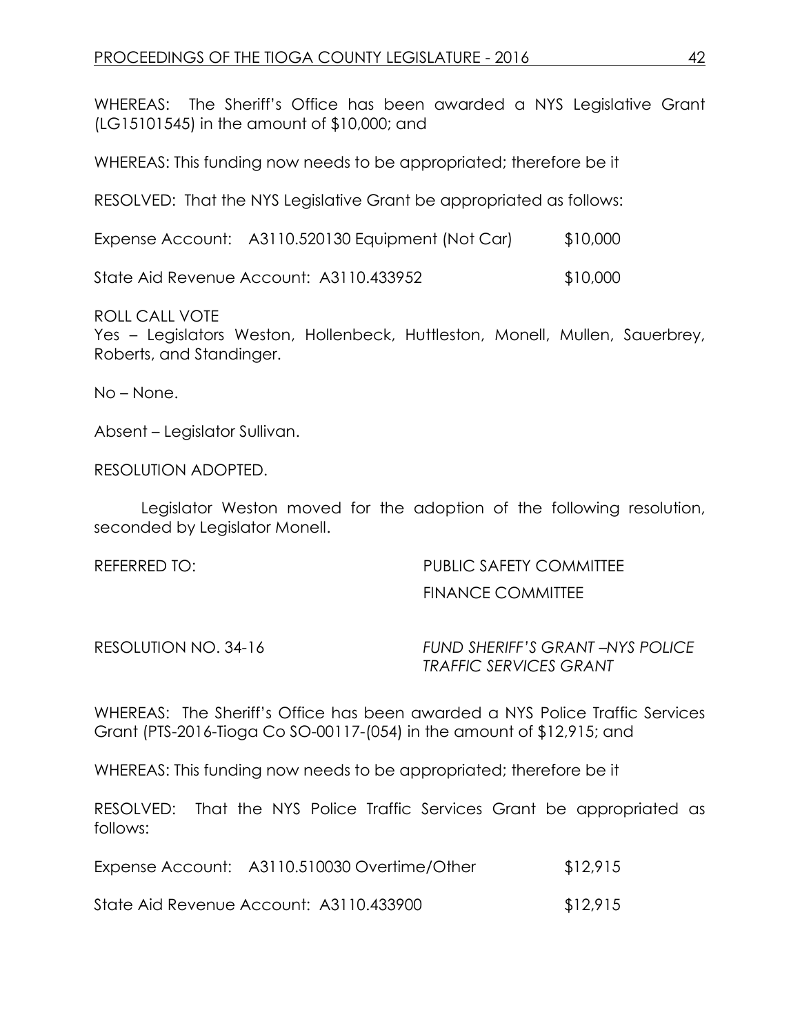WHEREAS: The Sheriff's Office has been awarded a NYS Legislative Grant (LG15101545) in the amount of $10,000; and

WHEREAS: This funding now needs to be appropriated; therefore be it

RESOLVED: That the NYS Legislative Grant be appropriated as follows:

Expense Account: A3110.520130 Equipment (Not Car) $10,000

State Aid Revenue Account: A3110.433952 $10,000

ROLL CALL VOTE
Yes – Legislators Weston, Hollenbeck, Huttleston, Monell, Mullen, Sauerbrey, Roberts, and Standinger.

No – None.

Absent – Legislator Sullivan.

RESOLUTION ADOPTED.

Legislator Weston moved for the adoption of the following resolution, seconded by Legislator Monell.

REFERRED TO: PUBLIC SAFETY COMMITTEE
FINANCE COMMITTEE

RESOLUTION NO. 34-16 *FUND SHERIFF'S GRANT –NYS POLICE TRAFFIC SERVICES GRANT*

WHEREAS: The Sheriff's Office has been awarded a NYS Police Traffic Services Grant (PTS-2016-Tioga Co SO-00117-(054) in the amount of $12,915; and

WHEREAS: This funding now needs to be appropriated; therefore be it

RESOLVED: That the NYS Police Traffic Services Grant be appropriated as follows:

Expense Account: A3110.510030 Overtime/Other $12,915

State Aid Revenue Account: A3110.433900 $12,915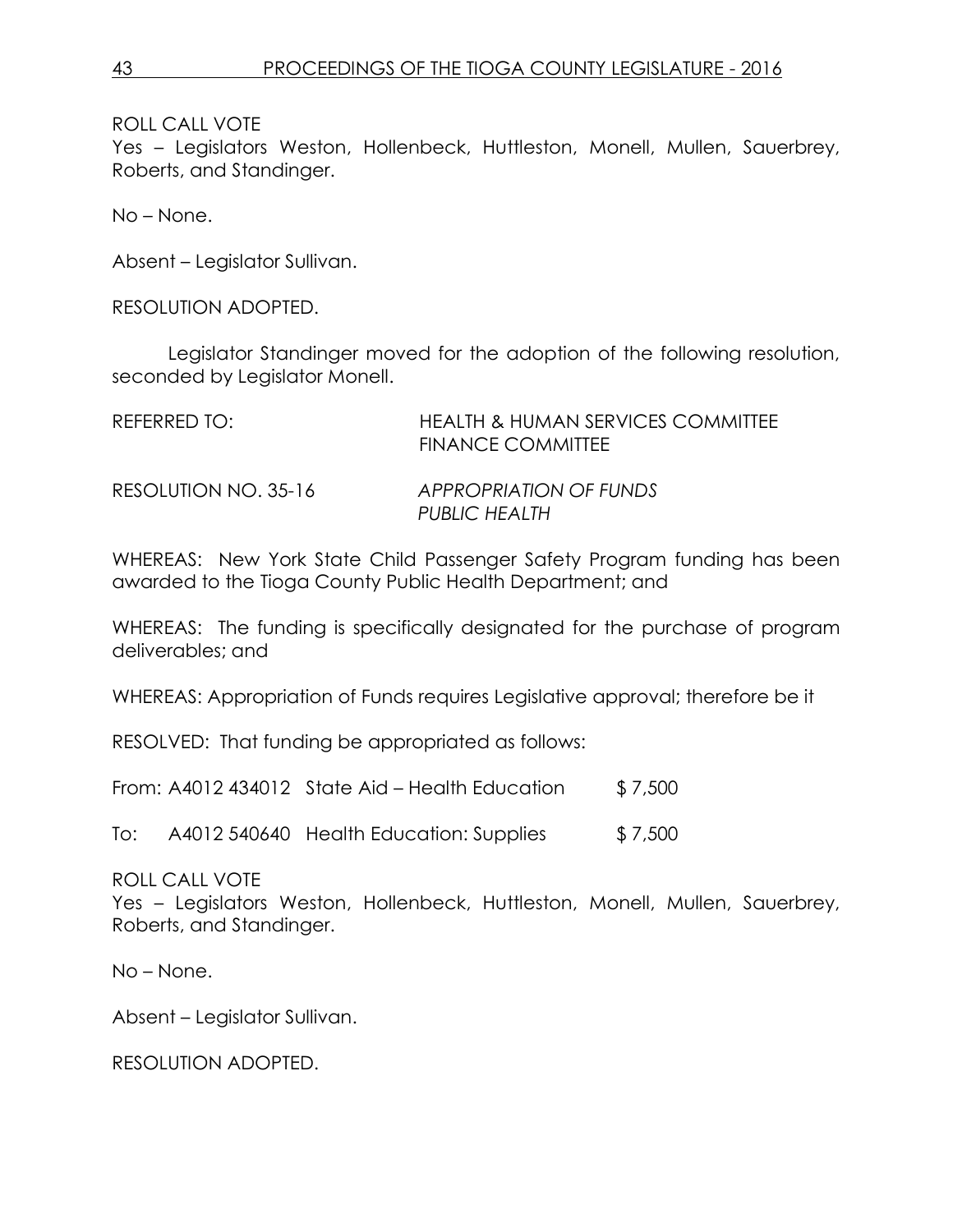ROLL CALL VOTE
Yes – Legislators Weston, Hollenbeck, Huttleston, Monell, Mullen, Sauerbrey, Roberts, and Standinger.

No – None.

Absent – Legislator Sullivan.

RESOLUTION ADOPTED.

Legislator Standinger moved for the adoption of the following resolution, seconded by Legislator Monell.

REFERRED TO: HEALTH & HUMAN SERVICES COMMITTEE
FINANCE COMMITTEE

RESOLUTION NO. 35-16 *APPROPRIATION OF FUNDS*
*PUBLIC HEALTH*

WHEREAS: New York State Child Passenger Safety Program funding has been awarded to the Tioga County Public Health Department; and

WHEREAS: The funding is specifically designated for the purchase of program deliverables; and

WHEREAS: Appropriation of Funds requires Legislative approval; therefore be it

RESOLVED: That funding be appropriated as follows:

From: A4012 434012 State Aid – Health Education $ 7,500

To: A4012 540640 Health Education: Supplies $ 7,500

ROLL CALL VOTE
Yes – Legislators Weston, Hollenbeck, Huttleston, Monell, Mullen, Sauerbrey, Roberts, and Standinger.

No – None.

Absent – Legislator Sullivan.

RESOLUTION ADOPTED.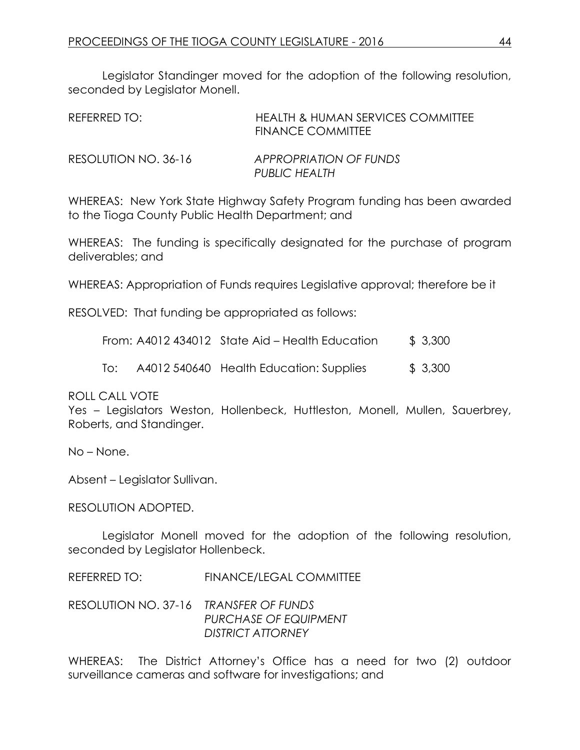Legislator Standinger moved for the adoption of the following resolution, seconded by Legislator Monell.

REFERRED TO: HEALTH & HUMAN SERVICES COMMITTEE
FINANCE COMMITTEE

RESOLUTION NO. 36-16 *APPROPRIATION OF FUNDS*
*PUBLIC HEALTH*

WHEREAS: New York State Highway Safety Program funding has been awarded to the Tioga County Public Health Department; and

WHEREAS: The funding is specifically designated for the purchase of program deliverables; and

WHEREAS: Appropriation of Funds requires Legislative approval; therefore be it

RESOLVED: That funding be appropriated as follows:

| | | | |
|---|---|---|---|
| From: | A4012 434012 | State Aid – Health Education | $ 3,300 |
| To: | A4012 540640 | Health Education: Supplies | $ 3,300 |

ROLL CALL VOTE
Yes – Legislators Weston, Hollenbeck, Huttleston, Monell, Mullen, Sauerbrey, Roberts, and Standinger.

No – None.

Absent – Legislator Sullivan.

RESOLUTION ADOPTED.

Legislator Monell moved for the adoption of the following resolution, seconded by Legislator Hollenbeck.

REFERRED TO: FINANCE/LEGAL COMMITTEE

RESOLUTION NO. 37-16 *TRANSFER OF FUNDS*
*PURCHASE OF EQUIPMENT*
*DISTRICT ATTORNEY*

WHEREAS: The District Attorney's Office has a need for two (2) outdoor surveillance cameras and software for investigations; and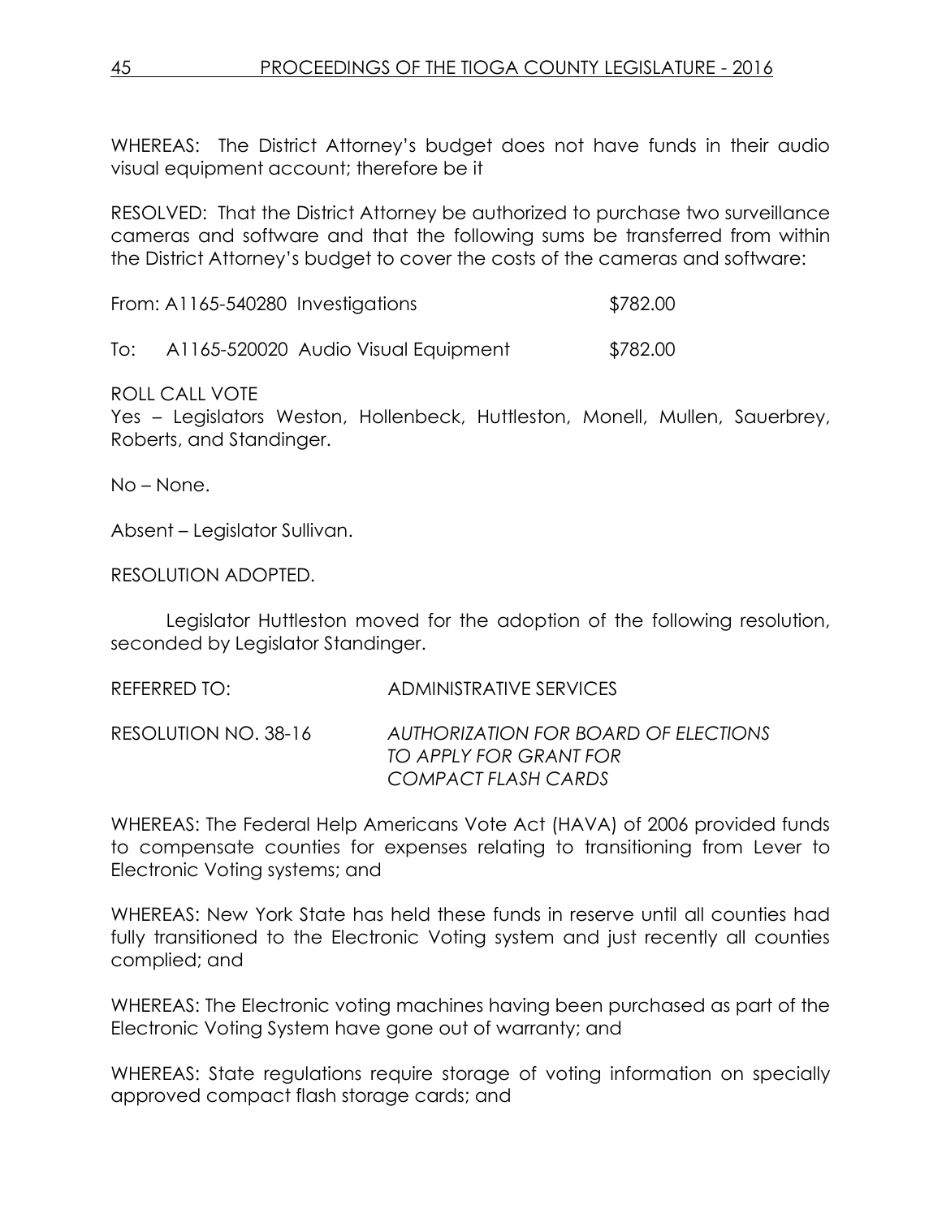WHEREAS: The District Attorney's budget does not have funds in their audio visual equipment account; therefore be it

RESOLVED: That the District Attorney be authorized to purchase two surveillance cameras and software and that the following sums be transferred from within the District Attorney's budget to cover the costs of the cameras and software:

| | | |
|---|---|---|
| From: | A1165-540280 Investigations | $782.00 |
| To: | A1165-520020 Audio Visual Equipment | $782.00 |

ROLL CALL VOTE
Yes – Legislators Weston, Hollenbeck, Huttleston, Monell, Mullen, Sauerbrey, Roberts, and Standinger.

No – None.

Absent – Legislator Sullivan.

RESOLUTION ADOPTED.

Legislator Huttleston moved for the adoption of the following resolution, seconded by Legislator Standinger.

REFERRED TO: ADMINISTRATIVE SERVICES

RESOLUTION NO. 38-16 *AUTHORIZATION FOR BOARD OF ELECTIONS TO APPLY FOR GRANT FOR COMPACT FLASH CARDS*

WHEREAS: The Federal Help Americans Vote Act (HAVA) of 2006 provided funds to compensate counties for expenses relating to transitioning from Lever to Electronic Voting systems; and

WHEREAS: New York State has held these funds in reserve until all counties had fully transitioned to the Electronic Voting system and just recently all counties complied; and

WHEREAS: The Electronic voting machines having been purchased as part of the Electronic Voting System have gone out of warranty; and

WHEREAS: State regulations require storage of voting information on specially approved compact flash storage cards; and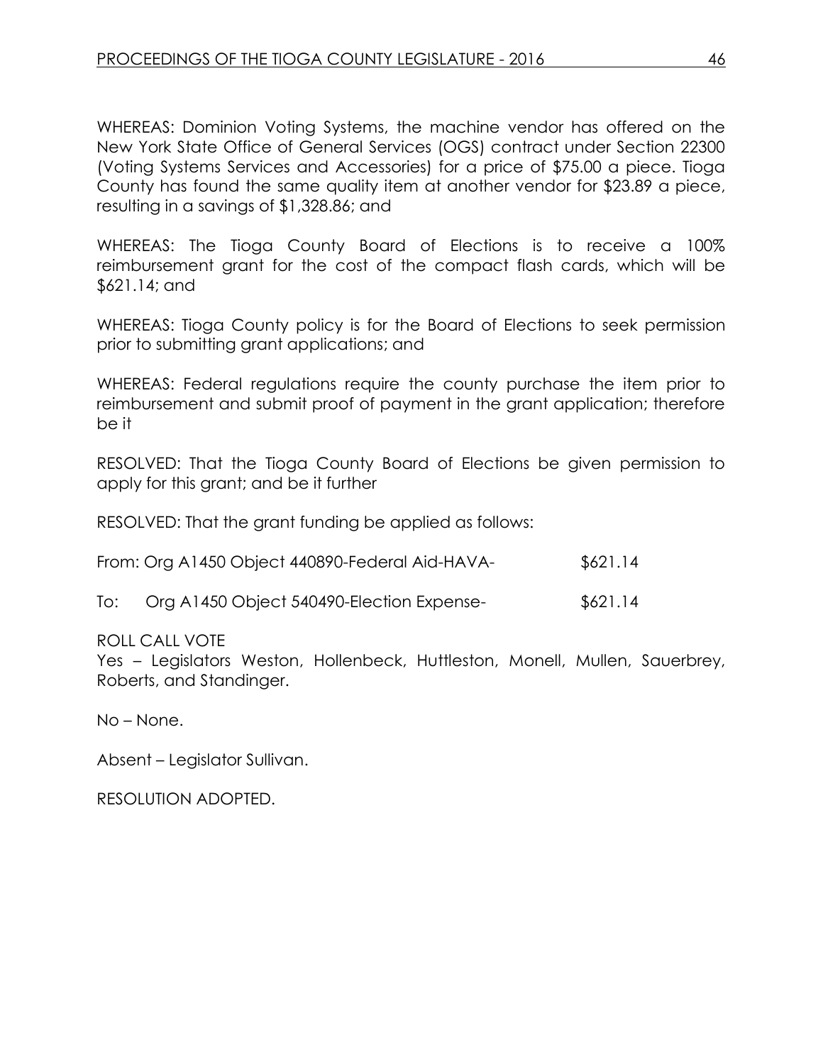WHEREAS: Dominion Voting Systems, the machine vendor has offered on the New York State Office of General Services (OGS) contract under Section 22300 (Voting Systems Services and Accessories) for a price of $75.00 a piece. Tioga County has found the same quality item at another vendor for $23.89 a piece, resulting in a savings of $1,328.86; and

WHEREAS: The Tioga County Board of Elections is to receive a 100% reimbursement grant for the cost of the compact flash cards, which will be $621.14; and

WHEREAS: Tioga County policy is for the Board of Elections to seek permission prior to submitting grant applications; and

WHEREAS: Federal regulations require the county purchase the item prior to reimbursement and submit proof of payment in the grant application; therefore be it

RESOLVED: That the Tioga County Board of Elections be given permission to apply for this grant; and be it further

RESOLVED: That the grant funding be applied as follows:

From: Org A1450 Object 440890-Federal Aid-HAVA- $621.14

To: Org A1450 Object 540490-Election Expense- $621.14

ROLL CALL VOTE
Yes – Legislators Weston, Hollenbeck, Huttleston, Monell, Mullen, Sauerbrey, Roberts, and Standinger.

No – None.

Absent – Legislator Sullivan.

RESOLUTION ADOPTED.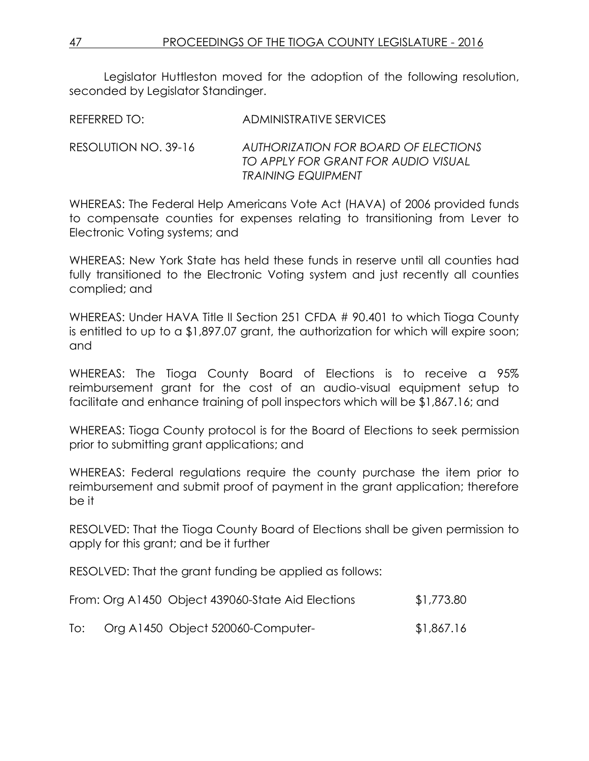Legislator Huttleston moved for the adoption of the following resolution, seconded by Legislator Standinger.

REFERRED TO: ADMINISTRATIVE SERVICES

RESOLUTION NO. 39-16 *AUTHORIZATION FOR BOARD OF ELECTIONS TO APPLY FOR GRANT FOR AUDIO VISUAL TRAINING EQUIPMENT*

WHEREAS: The Federal Help Americans Vote Act (HAVA) of 2006 provided funds to compensate counties for expenses relating to transitioning from Lever to Electronic Voting systems; and

WHEREAS: New York State has held these funds in reserve until all counties had fully transitioned to the Electronic Voting system and just recently all counties complied; and

WHEREAS: Under HAVA Title II Section 251 CFDA # 90.401 to which Tioga County is entitled to up to a $1,897.07 grant, the authorization for which will expire soon; and

WHEREAS: The Tioga County Board of Elections is to receive a 95% reimbursement grant for the cost of an audio-visual equipment setup to facilitate and enhance training of poll inspectors which will be $1,867.16; and

WHEREAS: Tioga County protocol is for the Board of Elections to seek permission prior to submitting grant applications; and

WHEREAS: Federal regulations require the county purchase the item prior to reimbursement and submit proof of payment in the grant application; therefore be it

RESOLVED: That the Tioga County Board of Elections shall be given permission to apply for this grant; and be it further

RESOLVED: That the grant funding be applied as follows:

From: Org A1450 Object 439060-State Aid Elections $1,773.80

To: Org A1450 Object 520060-Computer- $1,867.16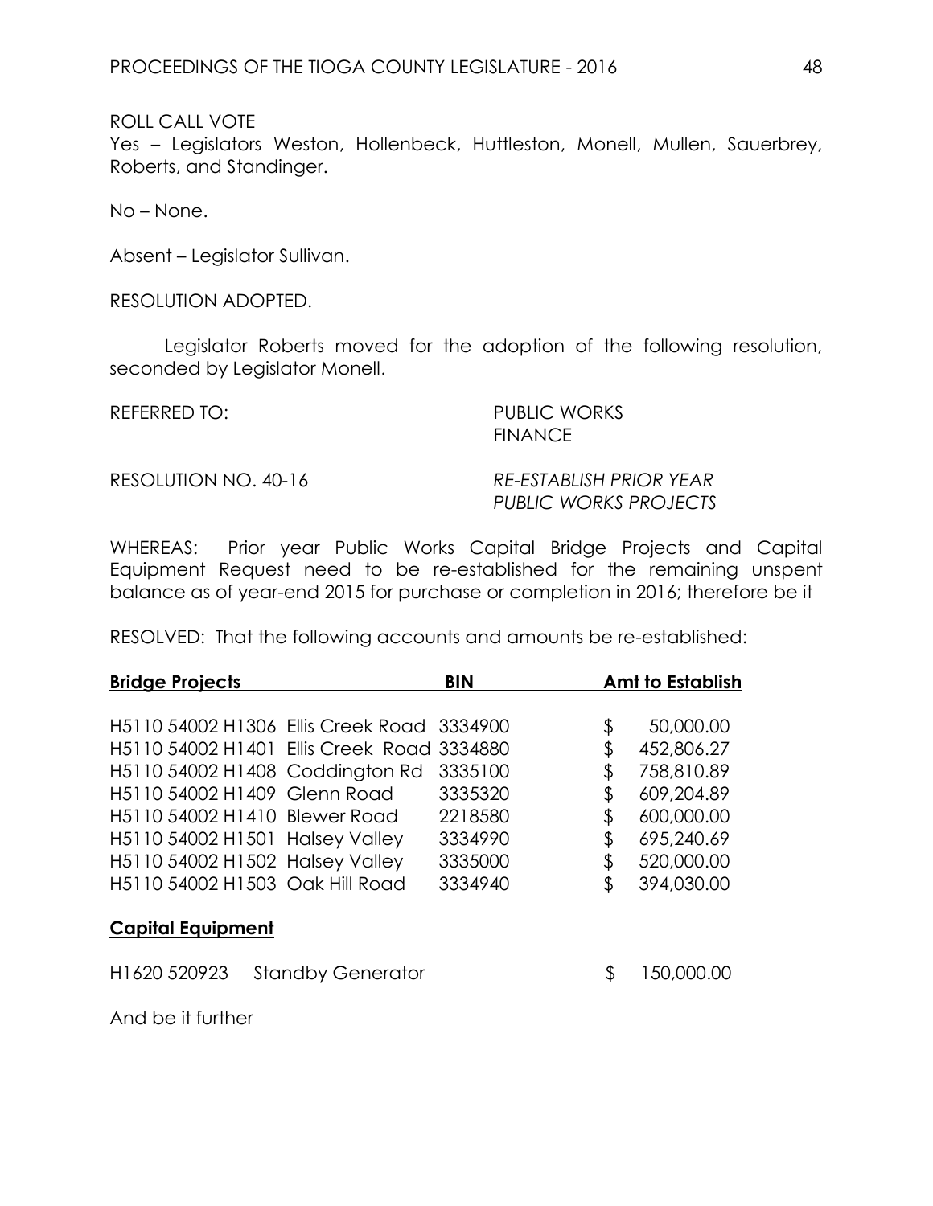ROLL CALL VOTE
Yes – Legislators Weston, Hollenbeck, Huttleston, Monell, Mullen, Sauerbrey, Roberts, and Standinger.

No – None.

Absent – Legislator Sullivan.

RESOLUTION ADOPTED.

Legislator Roberts moved for the adoption of the following resolution, seconded by Legislator Monell.

REFERRED TO: PUBLIC WORKS
FINANCE

RESOLUTION NO. 40-16 *RE-ESTABLISH PRIOR YEAR PUBLIC WORKS PROJECTS*

WHEREAS: Prior year Public Works Capital Bridge Projects and Capital Equipment Request need to be re-established for the remaining unspent balance as of year-end 2015 for purchase or completion in 2016; therefore be it

RESOLVED: That the following accounts and amounts be re-established:

| **Bridge Projects** | **BIN** | **Amt to Establish** |
|---|---|---|
| H5110 54002 H1306 Ellis Creek Road | 3334900 | $ 50,000.00 |
| H5110 54002 H1401 Ellis Creek Road | 3334880 | $ 452,806.27 |
| H5110 54002 H1408 Coddington Rd | 3335100 | $ 758,810.89 |
| H5110 54002 H1409 Glenn Road | 3335320 | $ 609,204.89 |
| H5110 54002 H1410 Blewer Road | 2218580 | $ 600,000.00 |
| H5110 54002 H1501 Halsey Valley | 3334990 | $ 695,240.69 |
| H5110 54002 H1502 Halsey Valley | 3335000 | $ 520,000.00 |
| H5110 54002 H1503 Oak Hill Road | 3334940 | $ 394,030.00 |

**Capital Equipment**

| | | |
|---|---|---|
| H1620 520923 Standby Generator | | $ 150,000.00 |

And be it further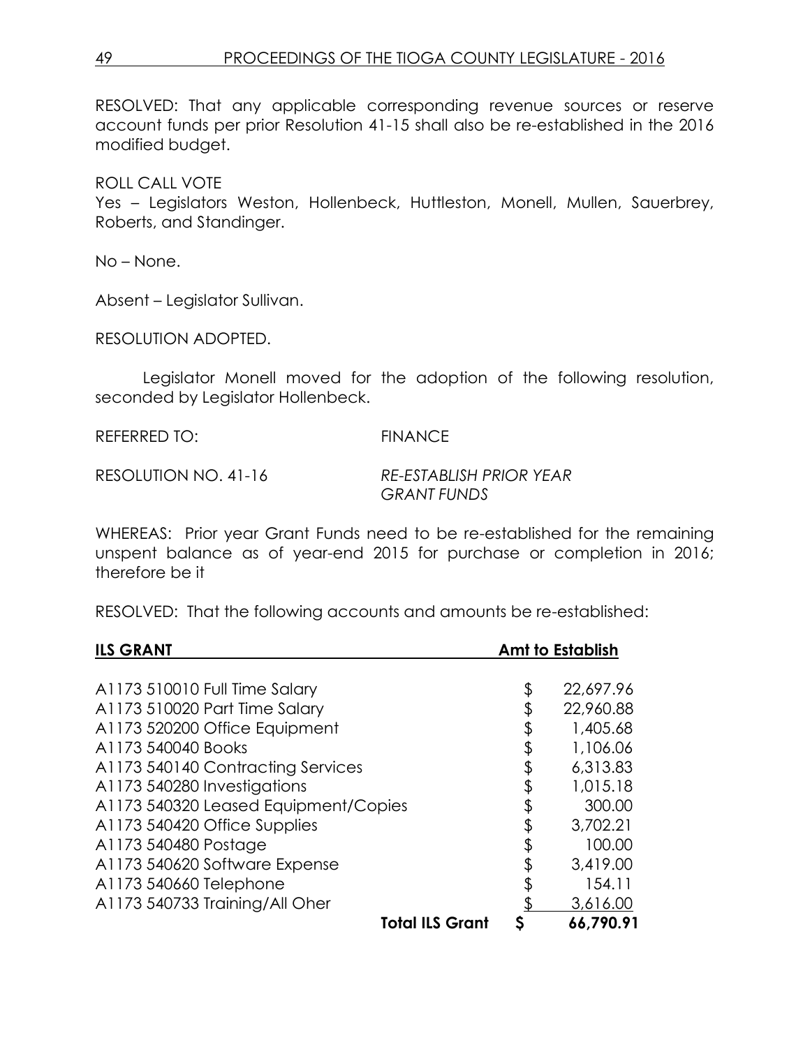RESOLVED: That any applicable corresponding revenue sources or reserve account funds per prior Resolution 41-15 shall also be re-established in the 2016 modified budget.

ROLL CALL VOTE
Yes – Legislators Weston, Hollenbeck, Huttleston, Monell, Mullen, Sauerbrey, Roberts, and Standinger.

No – None.

Absent – Legislator Sullivan.

RESOLUTION ADOPTED.

Legislator Monell moved for the adoption of the following resolution, seconded by Legislator Hollenbeck.

REFERRED TO: FINANCE

RESOLUTION NO. 41-16 *RE-ESTABLISH PRIOR YEAR GRANT FUNDS*

WHEREAS: Prior year Grant Funds need to be re-established for the remaining unspent balance as of year-end 2015 for purchase or completion in 2016; therefore be it

RESOLVED: That the following accounts and amounts be re-established:

| **ILS GRANT** | **Amt to Establish** |
|---|---|
| A1173 510010 Full Time Salary | $ 22,697.96 |
| A1173 510020 Part Time Salary | $ 22,960.88 |
| A1173 520200 Office Equipment | $ 1,405.68 |
| A1173 540040 Books | $ 1,106.06 |
| A1173 540140 Contracting Services | $ 6,313.83 |
| A1173 540280 Investigations | $ 1,015.18 |
| A1173 540320 Leased Equipment/Copies | $ 300.00 |
| A1173 540420 Office Supplies | $ 3,702.21 |
| A1173 540480 Postage | $ 100.00 |
| A1173 540620 Software Expense | $ 3,419.00 |
| A1173 540660 Telephone | $ 154.11 |
| A1173 540733 Training/All Oher | $ 3,616.00 |
| **Total ILS Grant** | **$ 66,790.91** |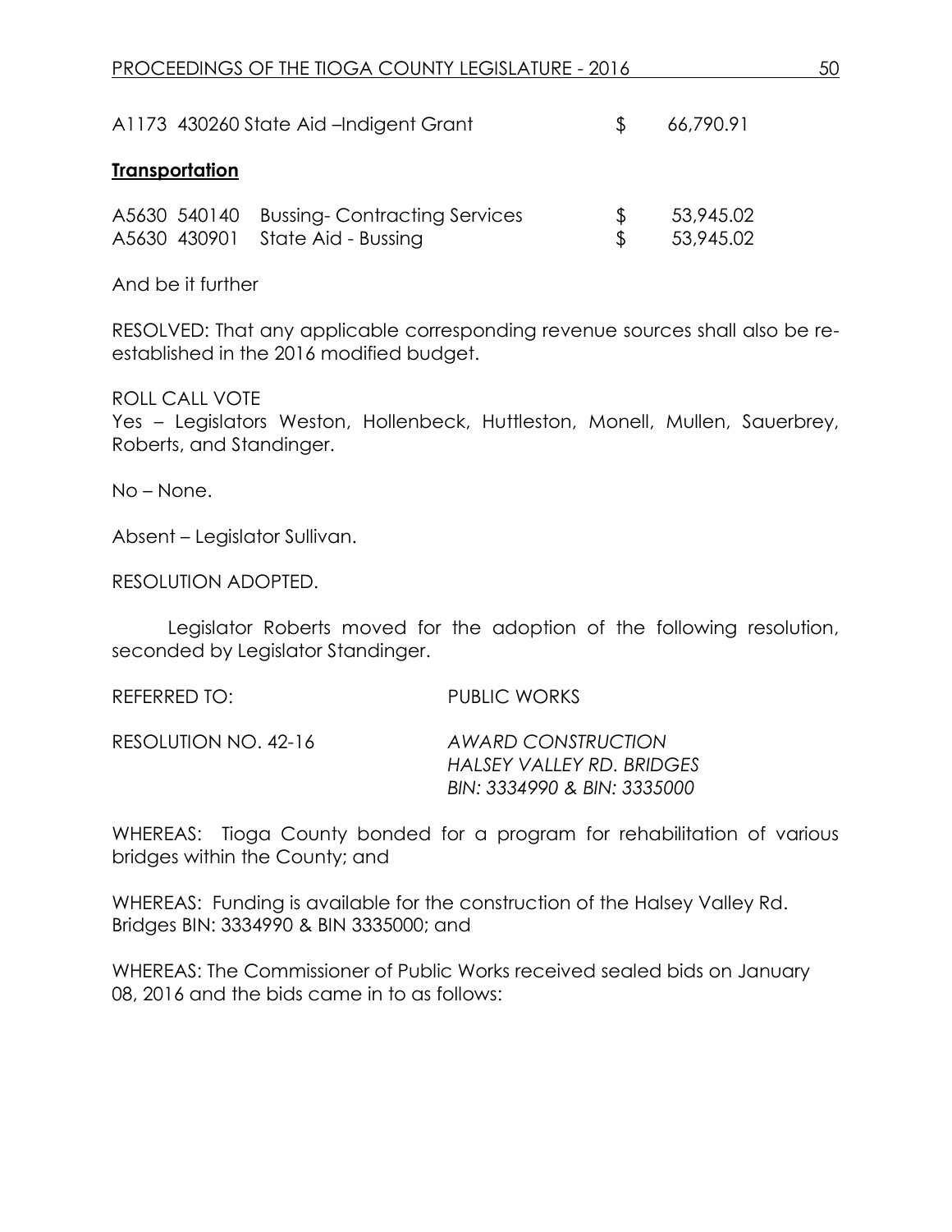| | | |
|---|---|---|
| A1173 430260 State Aid –Indigent Grant | $ | 66,790.91 |

**Transportation**

| | | |
|---|---|---|
| A5630 540140 Bussing- Contracting Services | $ | 53,945.02 |
| A5630 430901 State Aid - Bussing | $ | 53,945.02 |

And be it further

RESOLVED: That any applicable corresponding revenue sources shall also be re-established in the 2016 modified budget.

ROLL CALL VOTE
Yes – Legislators Weston, Hollenbeck, Huttleston, Monell, Mullen, Sauerbrey, Roberts, and Standinger.

No – None.

Absent – Legislator Sullivan.

RESOLUTION ADOPTED.

Legislator Roberts moved for the adoption of the following resolution, seconded by Legislator Standinger.

REFERRED TO: PUBLIC WORKS

RESOLUTION NO. 42-16 *AWARD CONSTRUCTION HALSEY VALLEY RD. BRIDGES BIN: 3334990 & BIN: 3335000*

WHEREAS: Tioga County bonded for a program for rehabilitation of various bridges within the County; and

WHEREAS: Funding is available for the construction of the Halsey Valley Rd. Bridges BIN: 3334990 & BIN 3335000; and

WHEREAS: The Commissioner of Public Works received sealed bids on January 08, 2016 and the bids came in to as follows: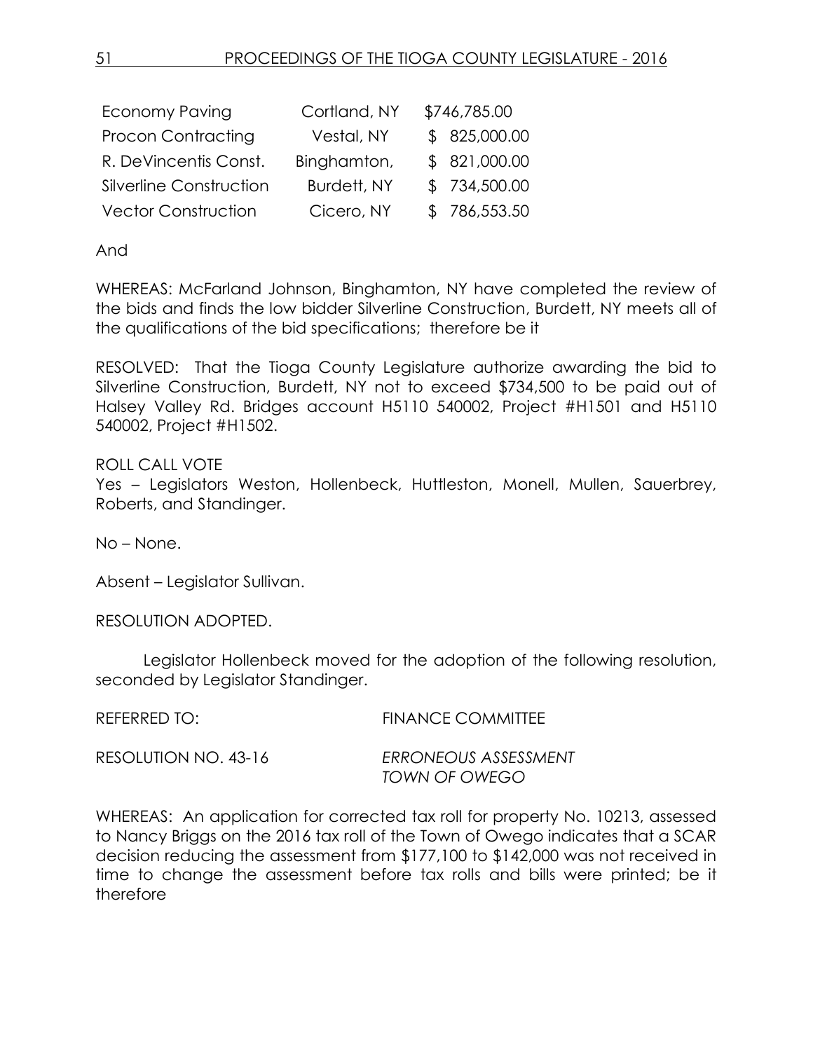| | | |
|---|---|---|
| Economy Paving | Cortland, NY | $746,785.00 |
| Procon Contracting | Vestal, NY | $ 825,000.00 |
| R. DeVincentis Const. | Binghamton, | $ 821,000.00 |
| Silverline Construction | Burdett, NY | $ 734,500.00 |
| Vector Construction | Cicero, NY | $ 786,553.50 |

And

WHEREAS: McFarland Johnson, Binghamton, NY have completed the review of the bids and finds the low bidder Silverline Construction, Burdett, NY meets all of the qualifications of the bid specifications; therefore be it

RESOLVED: That the Tioga County Legislature authorize awarding the bid to Silverline Construction, Burdett, NY not to exceed $734,500 to be paid out of Halsey Valley Rd. Bridges account H5110 540002, Project #H1501 and H5110 540002, Project #H1502.

ROLL CALL VOTE
Yes – Legislators Weston, Hollenbeck, Huttleston, Monell, Mullen, Sauerbrey, Roberts, and Standinger.

No – None.

Absent – Legislator Sullivan.

RESOLUTION ADOPTED.

Legislator Hollenbeck moved for the adoption of the following resolution, seconded by Legislator Standinger.

REFERRED TO: FINANCE COMMITTEE

RESOLUTION NO. 43-16 *ERRONEOUS ASSESSMENT TOWN OF OWEGO*

WHEREAS: An application for corrected tax roll for property No. 10213, assessed to Nancy Briggs on the 2016 tax roll of the Town of Owego indicates that a SCAR decision reducing the assessment from $177,100 to $142,000 was not received in time to change the assessment before tax rolls and bills were printed; be it therefore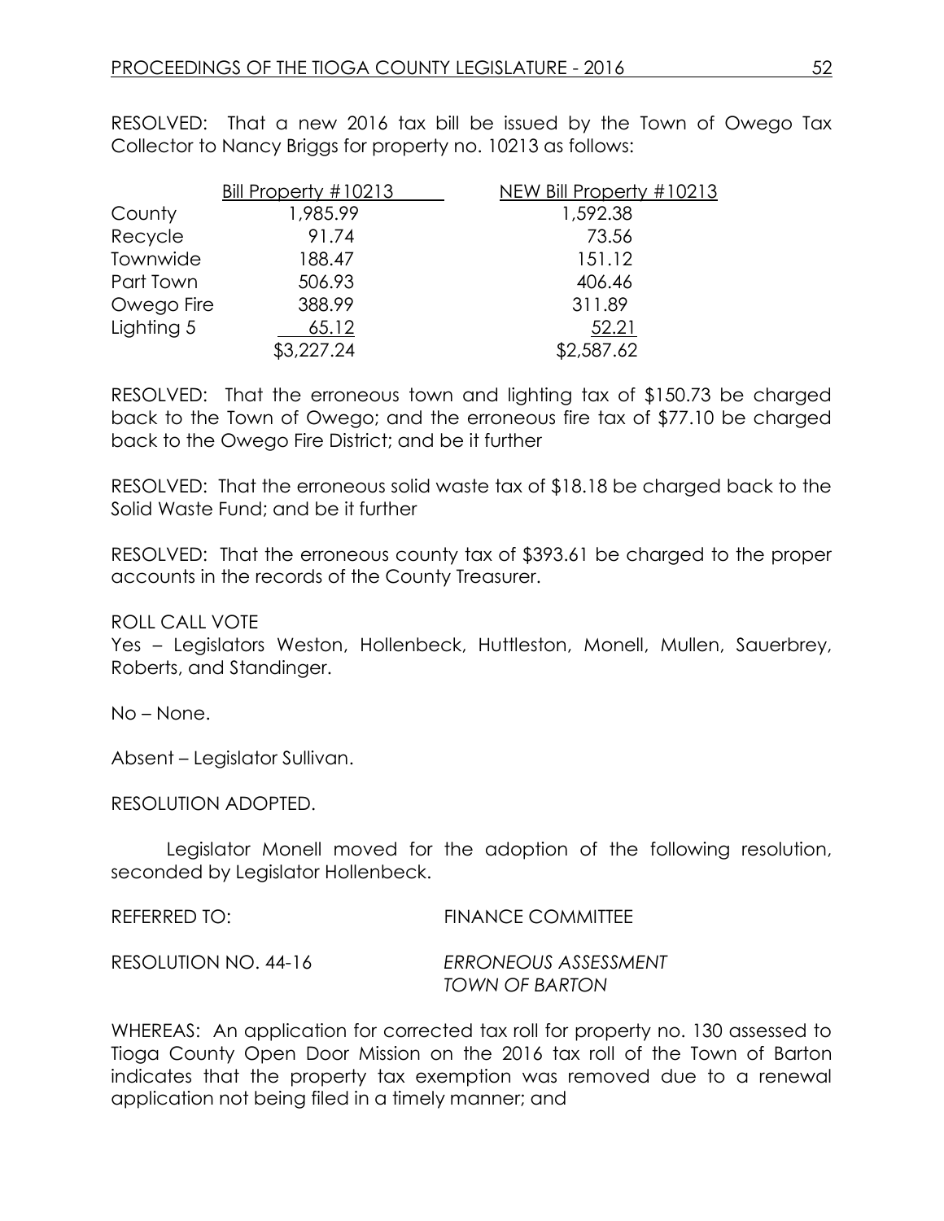RESOLVED: That a new 2016 tax bill be issued by the Town of Owego Tax Collector to Nancy Briggs for property no. 10213 as follows:

| | Bill Property #10213 | NEW Bill Property #10213 |
|---|---|---|
| County | 1,985.99 | 1,592.38 |
| Recycle | 91.74 | 73.56 |
| Townwide | 188.47 | 151.12 |
| Part Town | 506.93 | 406.46 |
| Owego Fire | 388.99 | 311.89 |
| Lighting 5 | 65.12 | 52.21 |
| | $3,227.24 | $2,587.62 |

RESOLVED: That the erroneous town and lighting tax of $150.73 be charged back to the Town of Owego; and the erroneous fire tax of $77.10 be charged back to the Owego Fire District; and be it further

RESOLVED: That the erroneous solid waste tax of $18.18 be charged back to the Solid Waste Fund; and be it further

RESOLVED: That the erroneous county tax of $393.61 be charged to the proper accounts in the records of the County Treasurer.

ROLL CALL VOTE
Yes – Legislators Weston, Hollenbeck, Huttleston, Monell, Mullen, Sauerbrey, Roberts, and Standinger.

No – None.

Absent – Legislator Sullivan.

RESOLUTION ADOPTED.

Legislator Monell moved for the adoption of the following resolution, seconded by Legislator Hollenbeck.

REFERRED TO: FINANCE COMMITTEE

RESOLUTION NO. 44-16 *ERRONEOUS ASSESSMENT TOWN OF BARTON*

WHEREAS: An application for corrected tax roll for property no. 130 assessed to Tioga County Open Door Mission on the 2016 tax roll of the Town of Barton indicates that the property tax exemption was removed due to a renewal application not being filed in a timely manner; and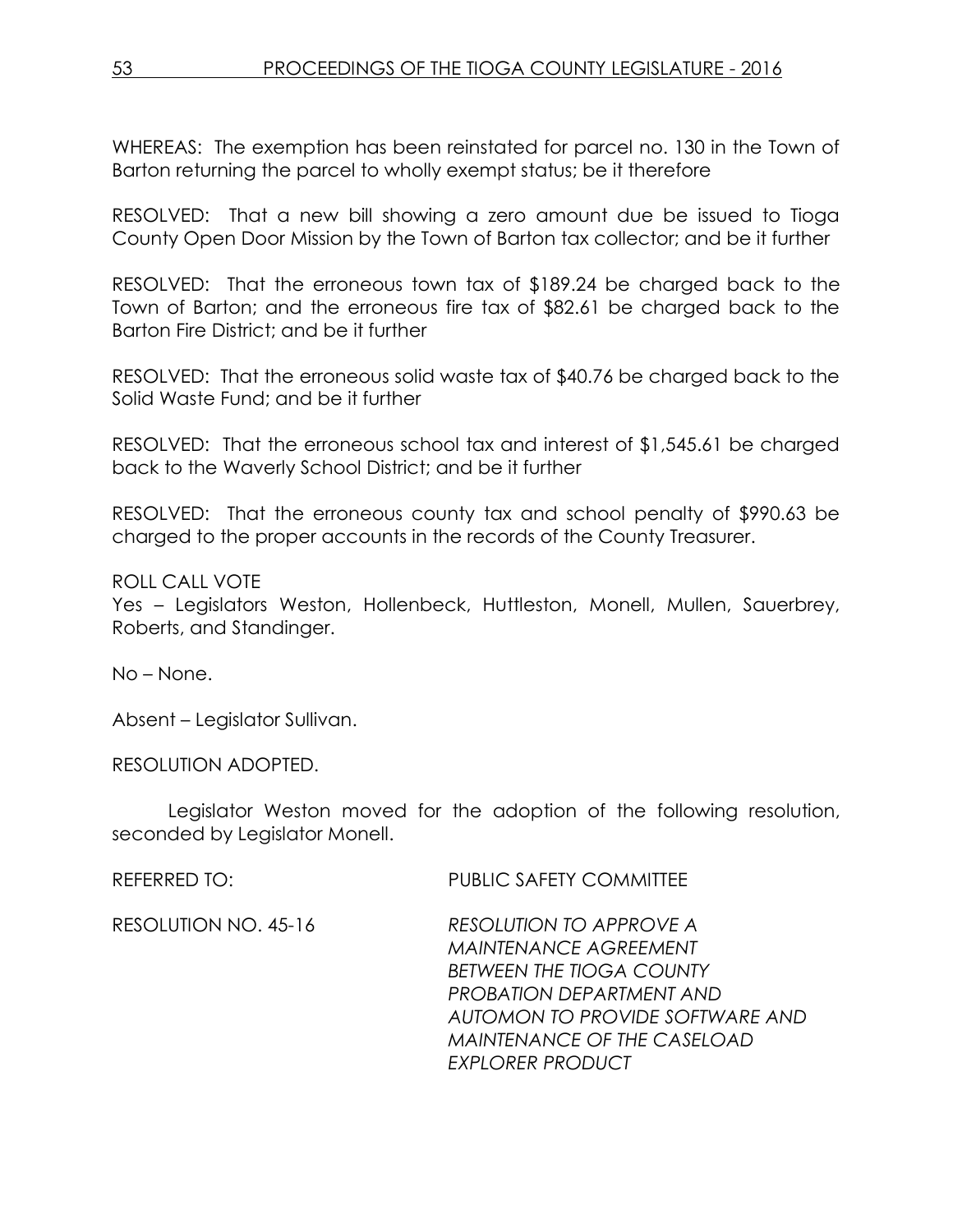WHEREAS: The exemption has been reinstated for parcel no. 130 in the Town of Barton returning the parcel to wholly exempt status; be it therefore

RESOLVED: That a new bill showing a zero amount due be issued to Tioga County Open Door Mission by the Town of Barton tax collector; and be it further

RESOLVED: That the erroneous town tax of $189.24 be charged back to the Town of Barton; and the erroneous fire tax of $82.61 be charged back to the Barton Fire District; and be it further

RESOLVED: That the erroneous solid waste tax of $40.76 be charged back to the Solid Waste Fund; and be it further

RESOLVED: That the erroneous school tax and interest of $1,545.61 be charged back to the Waverly School District; and be it further

RESOLVED: That the erroneous county tax and school penalty of $990.63 be charged to the proper accounts in the records of the County Treasurer.

ROLL CALL VOTE
Yes – Legislators Weston, Hollenbeck, Huttleston, Monell, Mullen, Sauerbrey, Roberts, and Standinger.

No – None.

Absent – Legislator Sullivan.

RESOLUTION ADOPTED.

Legislator Weston moved for the adoption of the following resolution, seconded by Legislator Monell.

REFERRED TO: PUBLIC SAFETY COMMITTEE

RESOLUTION NO. 45-16 *RESOLUTION TO APPROVE A MAINTENANCE AGREEMENT BETWEEN THE TIOGA COUNTY PROBATION DEPARTMENT AND AUTOMON TO PROVIDE SOFTWARE AND MAINTENANCE OF THE CASELOAD EXPLORER PRODUCT*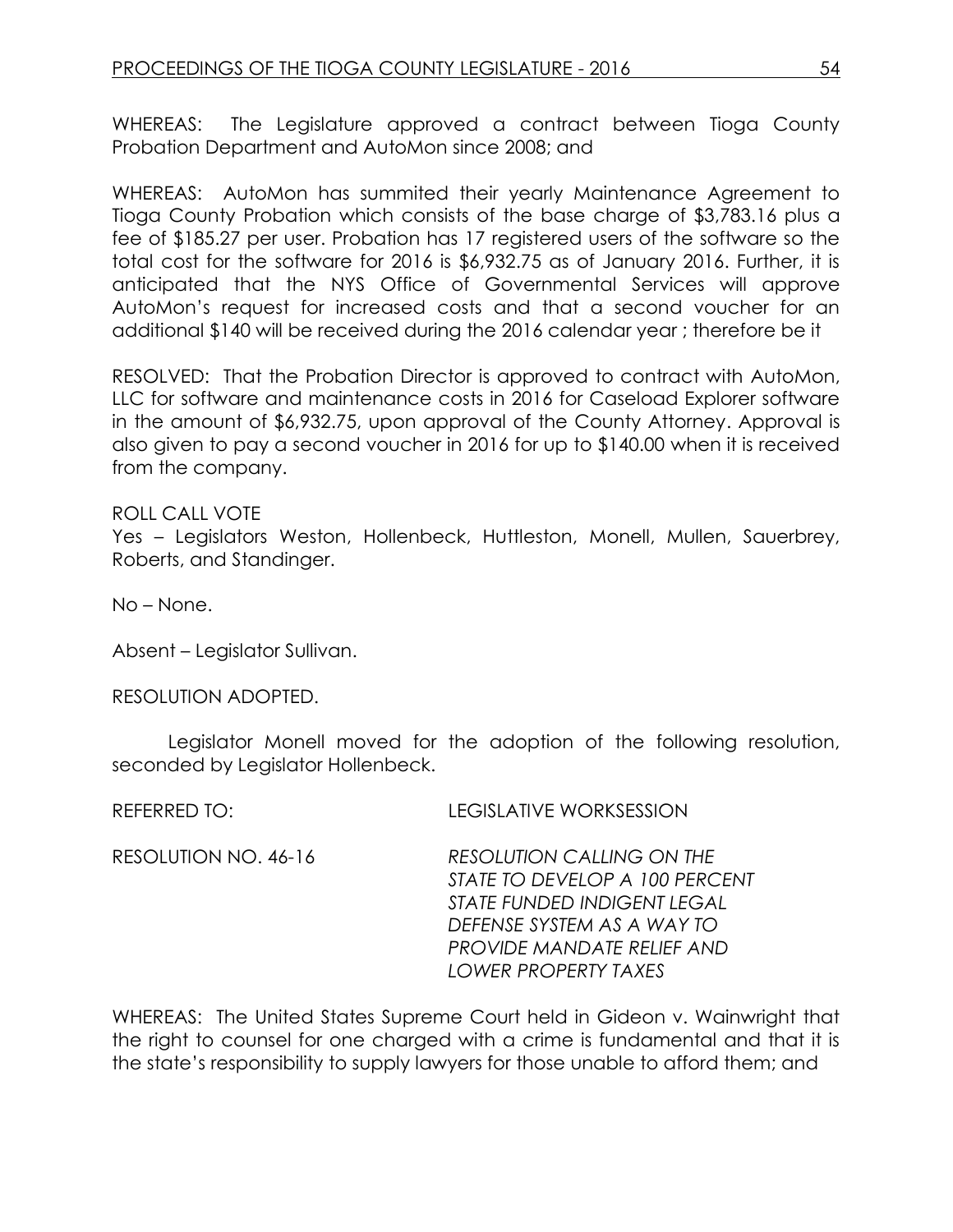WHEREAS: The Legislature approved a contract between Tioga County Probation Department and AutoMon since 2008; and

WHEREAS: AutoMon has summited their yearly Maintenance Agreement to Tioga County Probation which consists of the base charge of $3,783.16 plus a fee of $185.27 per user. Probation has 17 registered users of the software so the total cost for the software for 2016 is $6,932.75 as of January 2016. Further, it is anticipated that the NYS Office of Governmental Services will approve AutoMon's request for increased costs and that a second voucher for an additional $140 will be received during the 2016 calendar year ; therefore be it

RESOLVED: That the Probation Director is approved to contract with AutoMon, LLC for software and maintenance costs in 2016 for Caseload Explorer software in the amount of $6,932.75, upon approval of the County Attorney. Approval is also given to pay a second voucher in 2016 for up to $140.00 when it is received from the company.

ROLL CALL VOTE
Yes – Legislators Weston, Hollenbeck, Huttleston, Monell, Mullen, Sauerbrey, Roberts, and Standinger.

No – None.

Absent – Legislator Sullivan.

RESOLUTION ADOPTED.

Legislator Monell moved for the adoption of the following resolution, seconded by Legislator Hollenbeck.

REFERRED TO: LEGISLATIVE WORKSESSION

RESOLUTION NO. 46-16 *RESOLUTION CALLING ON THE STATE TO DEVELOP A 100 PERCENT STATE FUNDED INDIGENT LEGAL DEFENSE SYSTEM AS A WAY TO PROVIDE MANDATE RELIEF AND LOWER PROPERTY TAXES*

WHEREAS: The United States Supreme Court held in Gideon v. Wainwright that the right to counsel for one charged with a crime is fundamental and that it is the state's responsibility to supply lawyers for those unable to afford them; and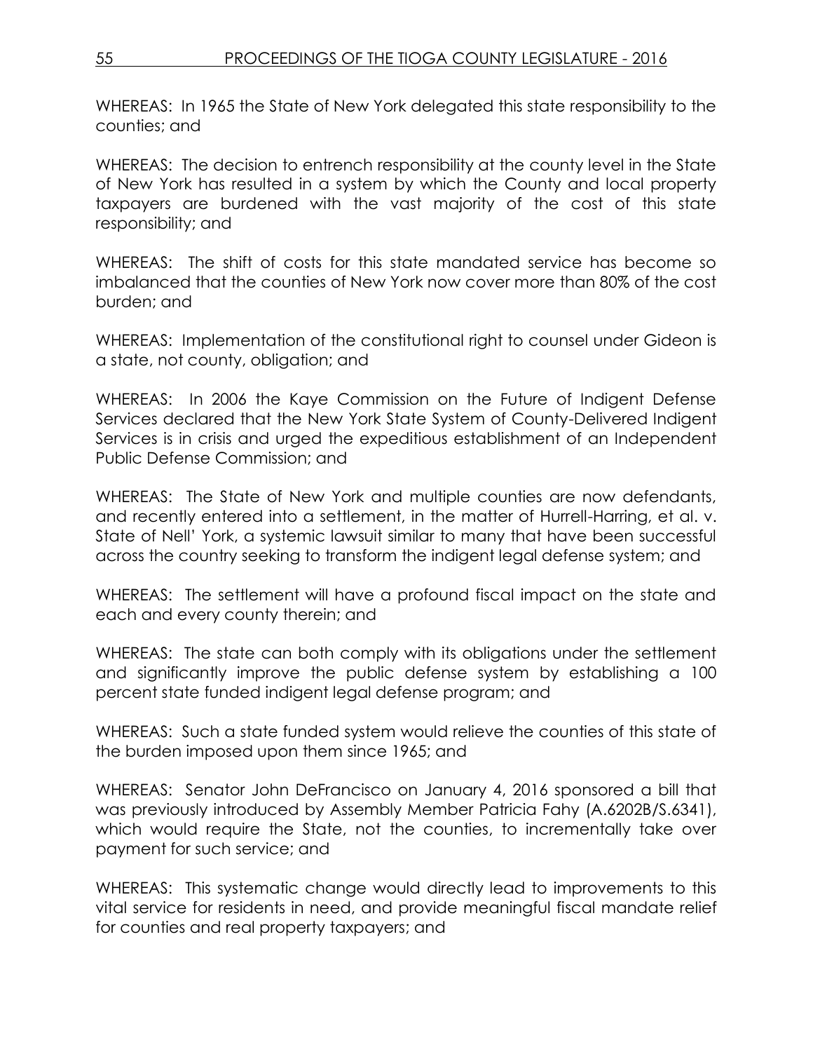WHEREAS: In 1965 the State of New York delegated this state responsibility to the counties; and

WHEREAS: The decision to entrench responsibility at the county level in the State of New York has resulted in a system by which the County and local property taxpayers are burdened with the vast majority of the cost of this state responsibility; and

WHEREAS: The shift of costs for this state mandated service has become so imbalanced that the counties of New York now cover more than 80% of the cost burden; and

WHEREAS: Implementation of the constitutional right to counsel under Gideon is a state, not county, obligation; and

WHEREAS: In 2006 the Kaye Commission on the Future of Indigent Defense Services declared that the New York State System of County-Delivered Indigent Services is in crisis and urged the expeditious establishment of an Independent Public Defense Commission; and

WHEREAS: The State of New York and multiple counties are now defendants, and recently entered into a settlement, in the matter of Hurrell-Harring, et al. v. State of Nell' York, a systemic lawsuit similar to many that have been successful across the country seeking to transform the indigent legal defense system; and

WHEREAS: The settlement will have a profound fiscal impact on the state and each and every county therein; and

WHEREAS: The state can both comply with its obligations under the settlement and significantly improve the public defense system by establishing a 100 percent state funded indigent legal defense program; and

WHEREAS: Such a state funded system would relieve the counties of this state of the burden imposed upon them since 1965; and

WHEREAS: Senator John DeFrancisco on January 4, 2016 sponsored a bill that was previously introduced by Assembly Member Patricia Fahy (A.6202B/S.6341), which would require the State, not the counties, to incrementally take over payment for such service; and

WHEREAS: This systematic change would directly lead to improvements to this vital service for residents in need, and provide meaningful fiscal mandate relief for counties and real property taxpayers; and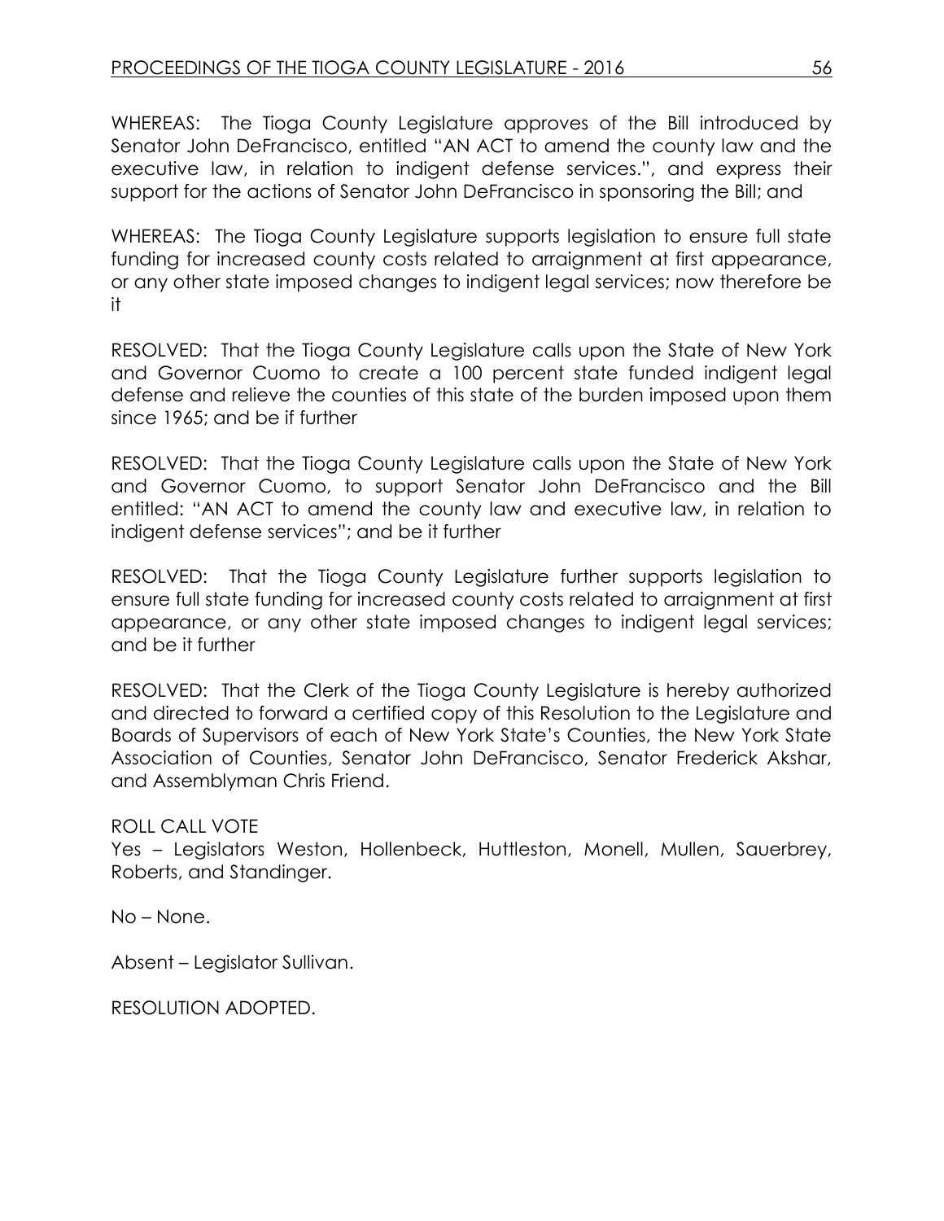WHEREAS: The Tioga County Legislature approves of the Bill introduced by Senator John DeFrancisco, entitled "AN ACT to amend the county law and the executive law, in relation to indigent defense services.", and express their support for the actions of Senator John DeFrancisco in sponsoring the Bill; and

WHEREAS: The Tioga County Legislature supports legislation to ensure full state funding for increased county costs related to arraignment at first appearance, or any other state imposed changes to indigent legal services; now therefore be it

RESOLVED: That the Tioga County Legislature calls upon the State of New York and Governor Cuomo to create a 100 percent state funded indigent legal defense and relieve the counties of this state of the burden imposed upon them since 1965; and be if further

RESOLVED: That the Tioga County Legislature calls upon the State of New York and Governor Cuomo, to support Senator John DeFrancisco and the Bill entitled: "AN ACT to amend the county law and executive law, in relation to indigent defense services"; and be it further

RESOLVED: That the Tioga County Legislature further supports legislation to ensure full state funding for increased county costs related to arraignment at first appearance, or any other state imposed changes to indigent legal services; and be it further

RESOLVED: That the Clerk of the Tioga County Legislature is hereby authorized and directed to forward a certified copy of this Resolution to the Legislature and Boards of Supervisors of each of New York State's Counties, the New York State Association of Counties, Senator John DeFrancisco, Senator Frederick Akshar, and Assemblyman Chris Friend.

ROLL CALL VOTE
Yes – Legislators Weston, Hollenbeck, Huttleston, Monell, Mullen, Sauerbrey, Roberts, and Standinger.

No – None.

Absent – Legislator Sullivan.

RESOLUTION ADOPTED.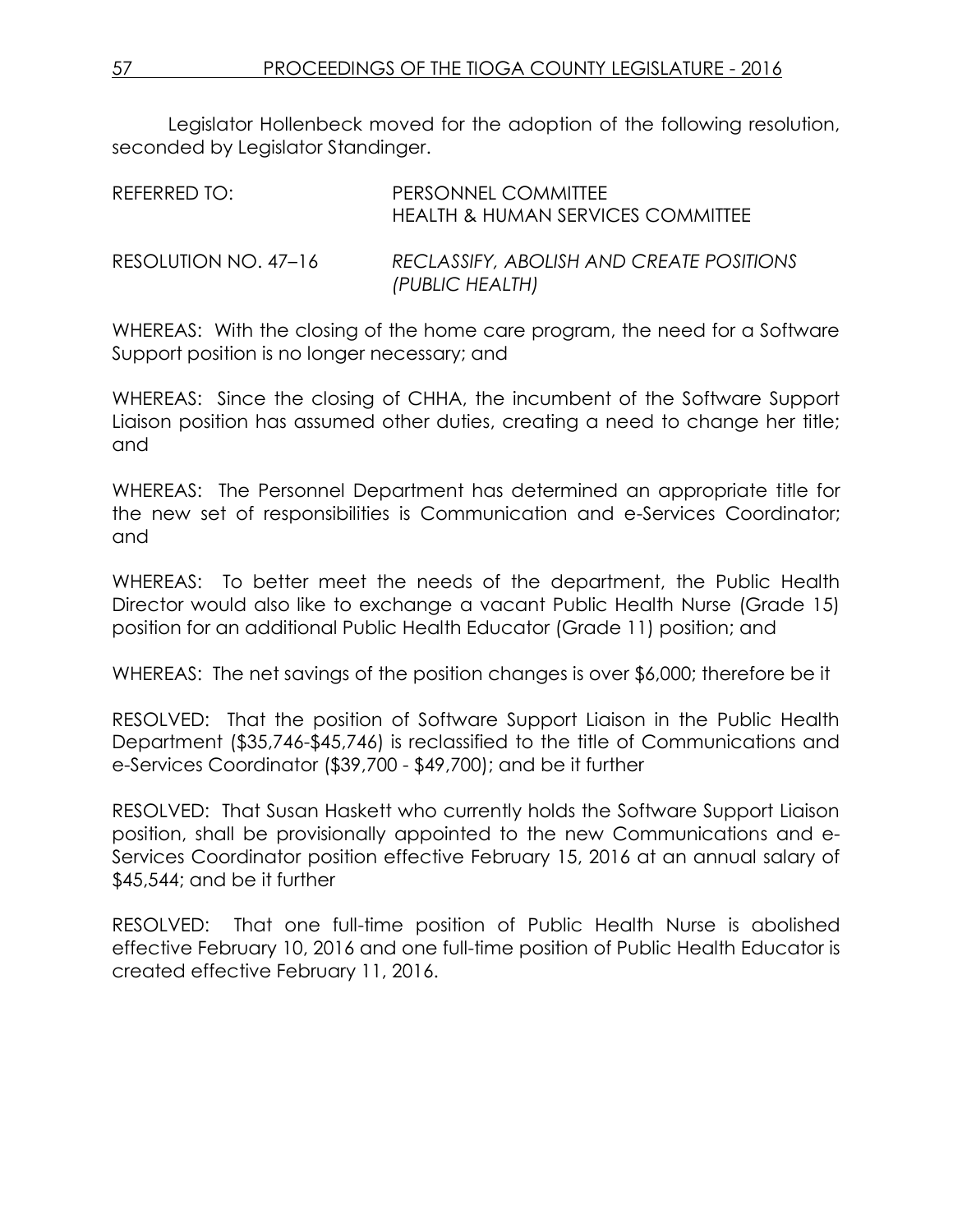Legislator Hollenbeck moved for the adoption of the following resolution, seconded by Legislator Standinger.

REFERRED TO: PERSONNEL COMMITTEE
HEALTH & HUMAN SERVICES COMMITTEE

RESOLUTION NO. 47–16 *RECLASSIFY, ABOLISH AND CREATE POSITIONS (PUBLIC HEALTH)*

WHEREAS: With the closing of the home care program, the need for a Software Support position is no longer necessary; and

WHEREAS: Since the closing of CHHA, the incumbent of the Software Support Liaison position has assumed other duties, creating a need to change her title; and

WHEREAS: The Personnel Department has determined an appropriate title for the new set of responsibilities is Communication and e-Services Coordinator; and

WHEREAS: To better meet the needs of the department, the Public Health Director would also like to exchange a vacant Public Health Nurse (Grade 15) position for an additional Public Health Educator (Grade 11) position; and

WHEREAS: The net savings of the position changes is over $6,000; therefore be it

RESOLVED: That the position of Software Support Liaison in the Public Health Department ($35,746-$45,746) is reclassified to the title of Communications and e-Services Coordinator ($39,700 - $49,700); and be it further

RESOLVED: That Susan Haskett who currently holds the Software Support Liaison position, shall be provisionally appointed to the new Communications and e-Services Coordinator position effective February 15, 2016 at an annual salary of $45,544; and be it further

RESOLVED: That one full-time position of Public Health Nurse is abolished effective February 10, 2016 and one full-time position of Public Health Educator is created effective February 11, 2016.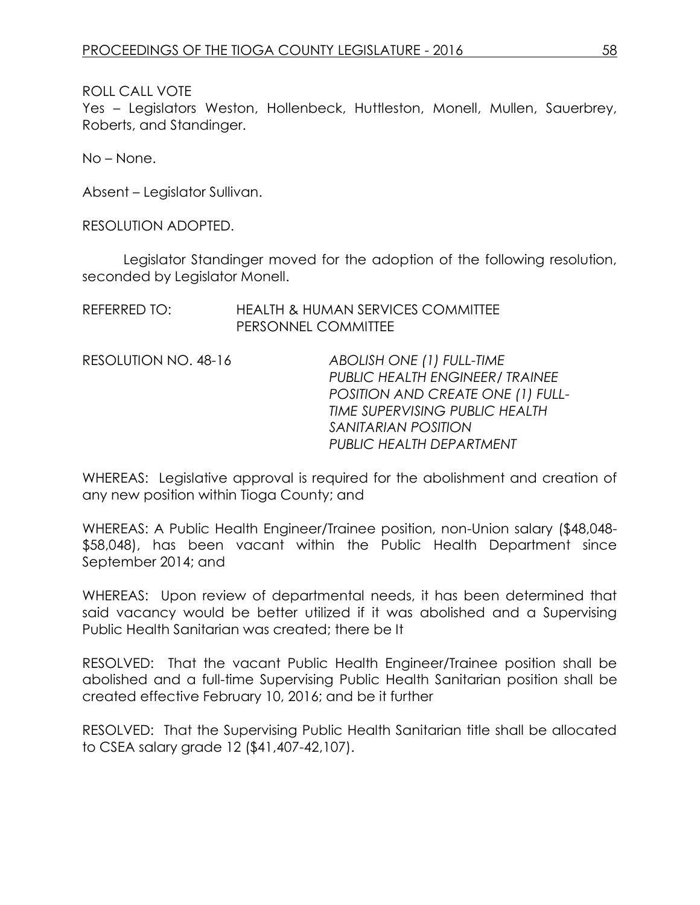ROLL CALL VOTE
Yes – Legislators Weston, Hollenbeck, Huttleston, Monell, Mullen, Sauerbrey, Roberts, and Standinger.

No – None.

Absent – Legislator Sullivan.

RESOLUTION ADOPTED.

Legislator Standinger moved for the adoption of the following resolution, seconded by Legislator Monell.

REFERRED TO: HEALTH & HUMAN SERVICES COMMITTEE
PERSONNEL COMMITTEE

RESOLUTION NO. 48-16 *ABOLISH ONE (1) FULL-TIME PUBLIC HEALTH ENGINEER/ TRAINEE POSITION AND CREATE ONE (1) FULL-TIME SUPERVISING PUBLIC HEALTH SANITARIAN POSITION PUBLIC HEALTH DEPARTMENT*

WHEREAS: Legislative approval is required for the abolishment and creation of any new position within Tioga County; and

WHEREAS: A Public Health Engineer/Trainee position, non-Union salary ($48,048-$58,048), has been vacant within the Public Health Department since September 2014; and

WHEREAS: Upon review of departmental needs, it has been determined that said vacancy would be better utilized if it was abolished and a Supervising Public Health Sanitarian was created; there be It

RESOLVED: That the vacant Public Health Engineer/Trainee position shall be abolished and a full-time Supervising Public Health Sanitarian position shall be created effective February 10, 2016; and be it further

RESOLVED: That the Supervising Public Health Sanitarian title shall be allocated to CSEA salary grade 12 ($41,407-42,107).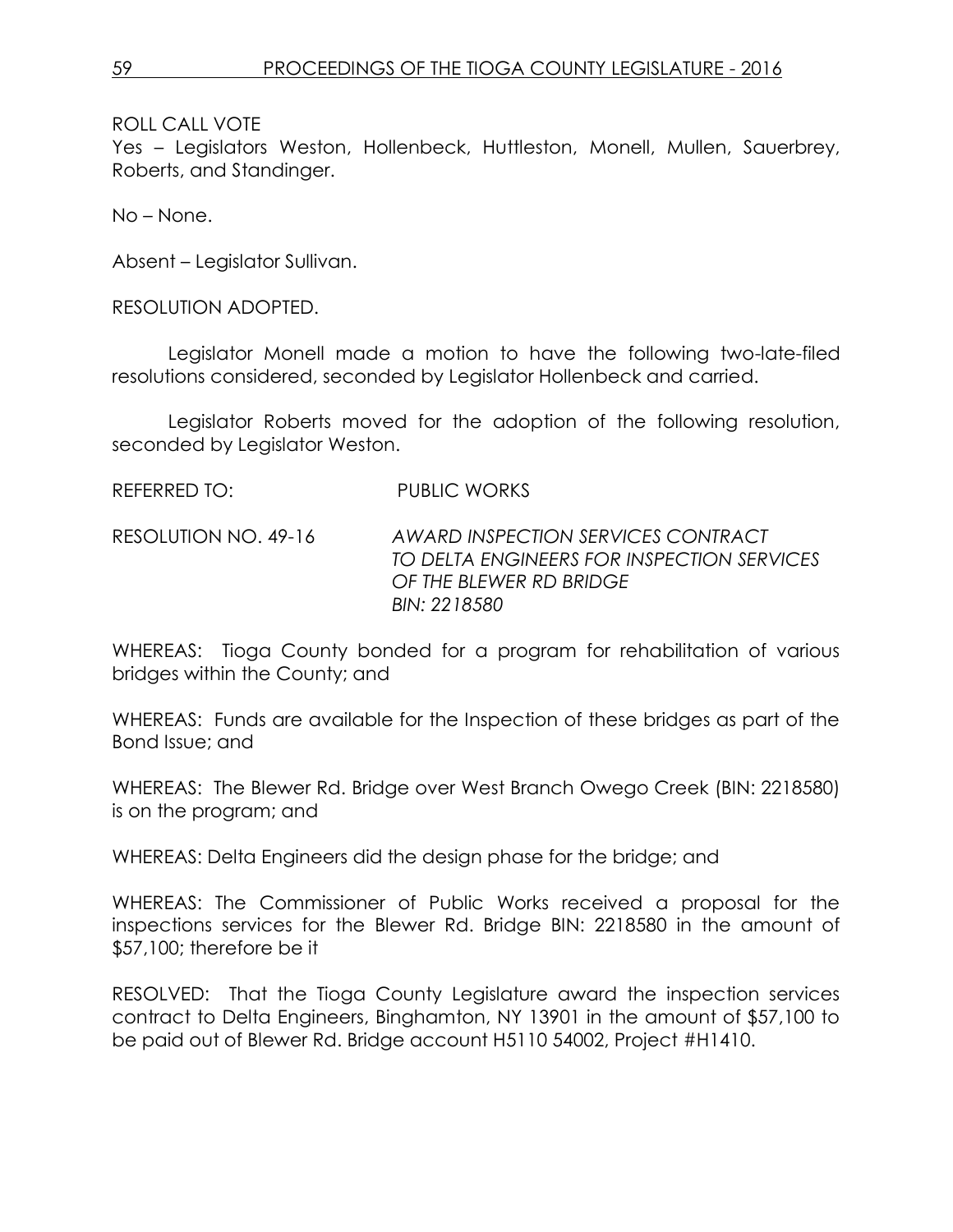ROLL CALL VOTE

Yes – Legislators Weston, Hollenbeck, Huttleston, Monell, Mullen, Sauerbrey, Roberts, and Standinger.

No – None.

Absent – Legislator Sullivan.

RESOLUTION ADOPTED.

Legislator Monell made a motion to have the following two-late-filed resolutions considered, seconded by Legislator Hollenbeck and carried.

Legislator Roberts moved for the adoption of the following resolution, seconded by Legislator Weston.

REFERRED TO: PUBLIC WORKS

RESOLUTION NO. 49-16 *AWARD INSPECTION SERVICES CONTRACT TO DELTA ENGINEERS FOR INSPECTION SERVICES OF THE BLEWER RD BRIDGE BIN: 2218580*

WHEREAS: Tioga County bonded for a program for rehabilitation of various bridges within the County; and

WHEREAS: Funds are available for the Inspection of these bridges as part of the Bond Issue; and

WHEREAS: The Blewer Rd. Bridge over West Branch Owego Creek (BIN: 2218580) is on the program; and

WHEREAS: Delta Engineers did the design phase for the bridge; and

WHEREAS: The Commissioner of Public Works received a proposal for the inspections services for the Blewer Rd. Bridge BIN: 2218580 in the amount of $57,100; therefore be it

RESOLVED: That the Tioga County Legislature award the inspection services contract to Delta Engineers, Binghamton, NY 13901 in the amount of $57,100 to be paid out of Blewer Rd. Bridge account H5110 54002, Project #H1410.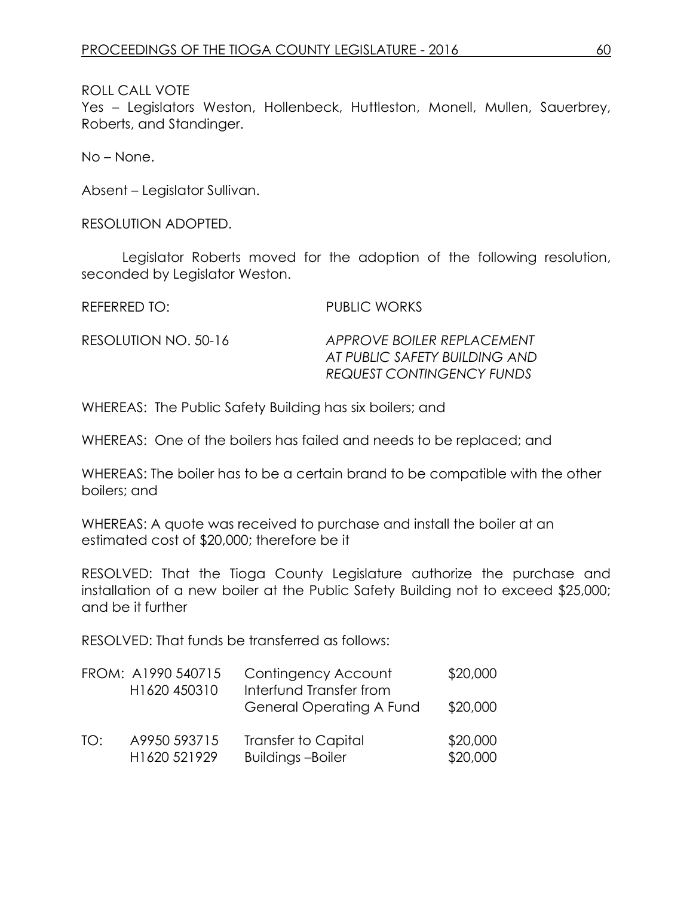ROLL CALL VOTE
Yes – Legislators Weston, Hollenbeck, Huttleston, Monell, Mullen, Sauerbrey, Roberts, and Standinger.

No – None.

Absent – Legislator Sullivan.

RESOLUTION ADOPTED.

Legislator Roberts moved for the adoption of the following resolution, seconded by Legislator Weston.

REFERRED TO: PUBLIC WORKS

RESOLUTION NO. 50-16 *APPROVE BOILER REPLACEMENT AT PUBLIC SAFETY BUILDING AND REQUEST CONTINGENCY FUNDS*

WHEREAS: The Public Safety Building has six boilers; and

WHEREAS: One of the boilers has failed and needs to be replaced; and

WHEREAS: The boiler has to be a certain brand to be compatible with the other boilers; and

WHEREAS: A quote was received to purchase and install the boiler at an estimated cost of $20,000; therefore be it

RESOLVED: That the Tioga County Legislature authorize the purchase and installation of a new boiler at the Public Safety Building not to exceed $25,000; and be it further

RESOLVED: That funds be transferred as follows:

| | | | |
|---|---|---|---|
| FROM: | A1990 540715 | Contingency Account | $20,000 |
| | H1620 450310 | Interfund Transfer from General Operating A Fund | $20,000 |
| TO: | A9950 593715 | Transfer to Capital | $20,000 |
| | H1620 521929 | Buildings –Boiler | $20,000 |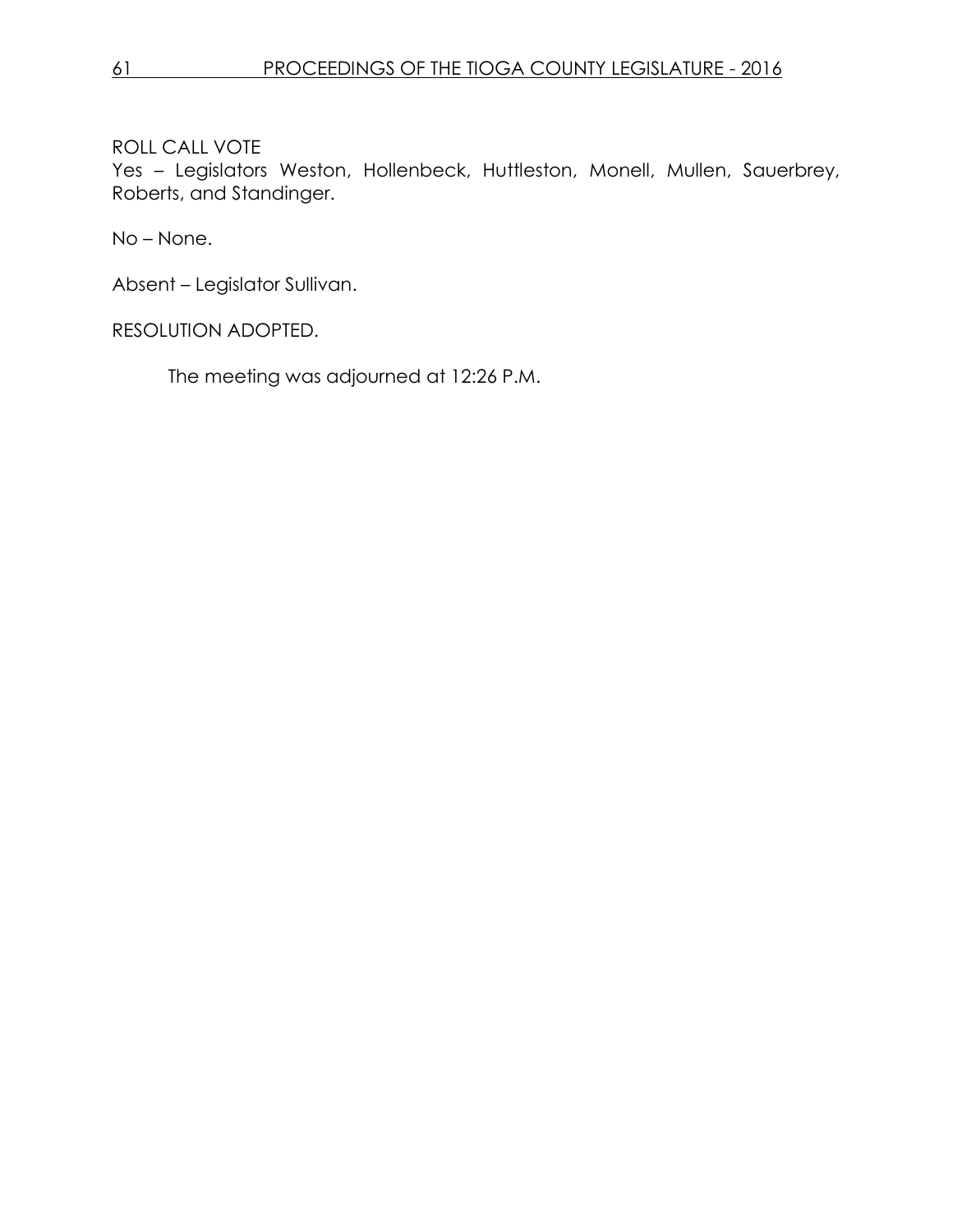ROLL CALL VOTE

Yes – Legislators Weston, Hollenbeck, Huttleston, Monell, Mullen, Sauerbrey, Roberts, and Standinger.

No – None.

Absent – Legislator Sullivan.

RESOLUTION ADOPTED.

The meeting was adjourned at 12:26 P.M.